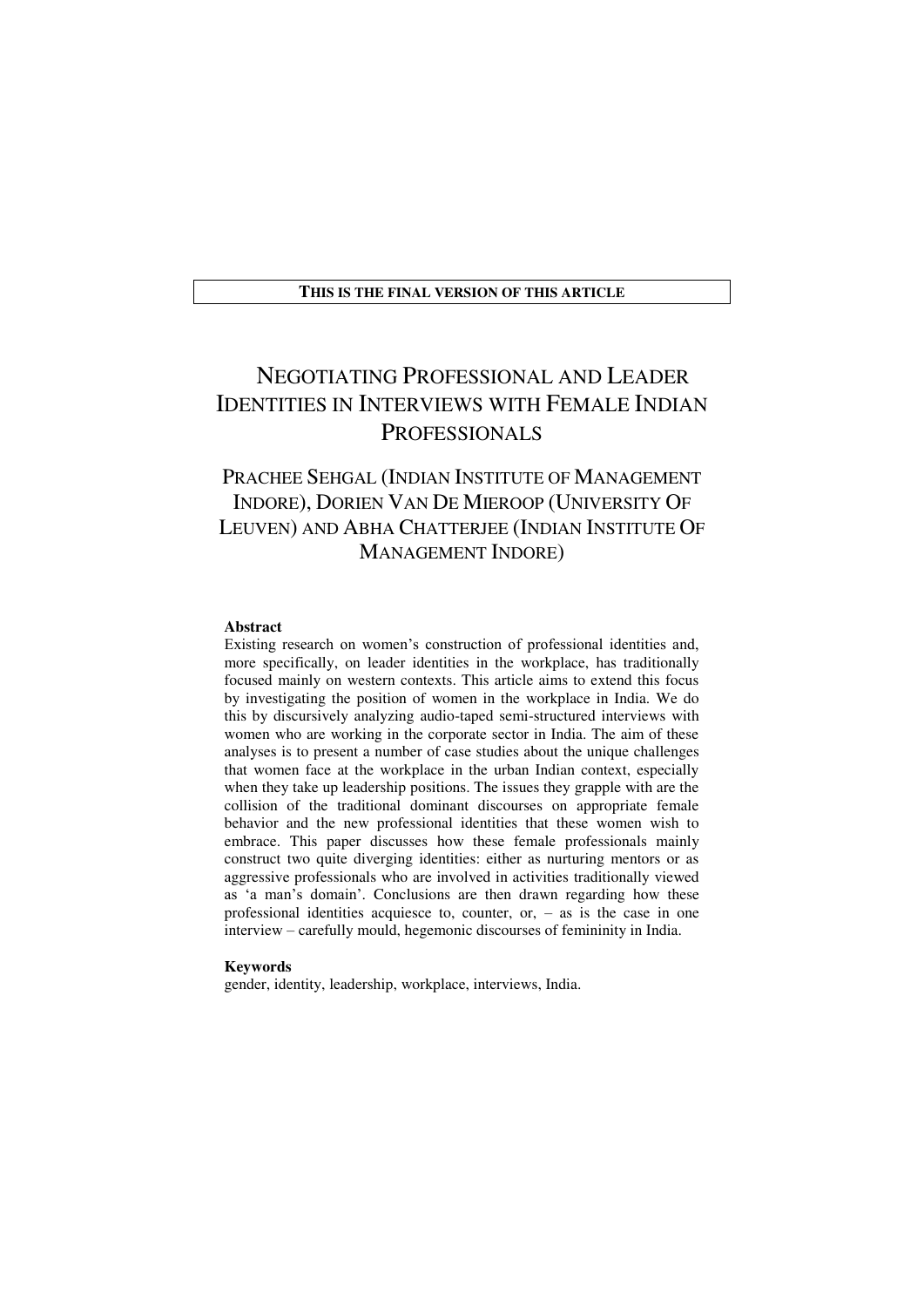**THIS IS THE FINAL VERSION OF THIS ARTICLE**

# NEGOTIATING PROFESSIONAL AND LEADER IDENTITIES IN INTERVIEWS WITH FEMALE INDIAN PROFESSIONALS

## PRACHEE SEHGAL (INDIAN INSTITUTE OF MANAGEMENT INDORE), DORIEN VAN DE MIEROOP (UNIVERSITY OF LEUVEN) AND ABHA CHATTERJEE (INDIAN INSTITUTE OF MANAGEMENT INDORE)

**Abstract**

Existing research on women's construction of professional identities and, more specifically, on leader identities in the workplace, has traditionally focused mainly on western contexts. This article aims to extend this focus by investigating the position of women in the workplace in India. We do this by discursively analyzing audio-taped semi-structured interviews with women who are working in the corporate sector in India. The aim of these analyses is to present a number of case studies about the unique challenges that women face at the workplace in the urban Indian context, especially when they take up leadership positions. The issues they grapple with are the collision of the traditional dominant discourses on appropriate female behavior and the new professional identities that these women wish to embrace. This paper discusses how these female professionals mainly construct two quite diverging identities: either as nurturing mentors or as aggressive professionals who are involved in activities traditionally viewed as 'a man's domain'. Conclusions are then drawn regarding how these professional identities acquiesce to, counter, or, – as is the case in one interview – carefully mould, hegemonic discourses of femininity in India.

**Keywords**

gender, identity, leadership, workplace, interviews, India.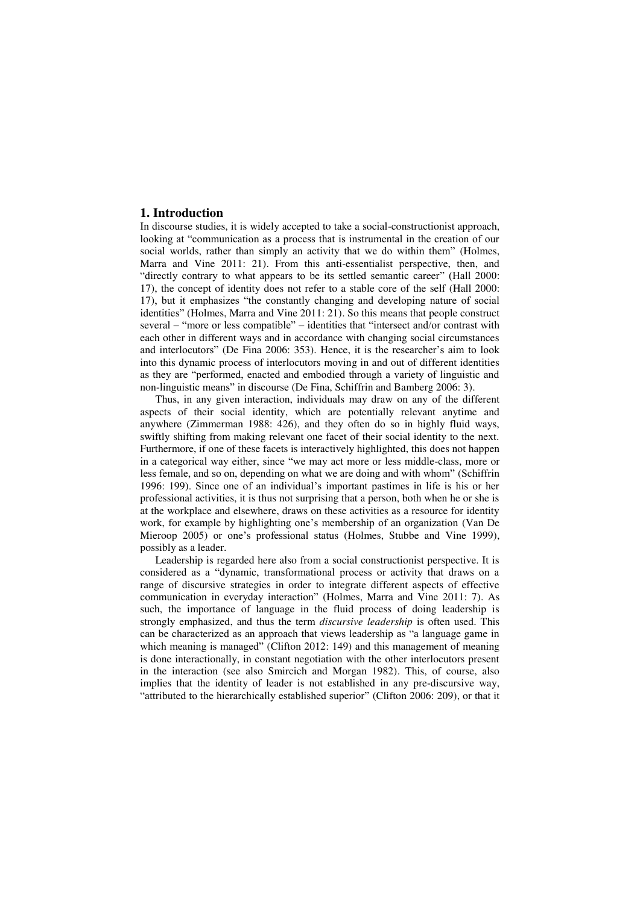## 1. Introduction

In discourse studies, it is widely accepted to take a social-constructionist approach, looking at "communication as a process that is instrumental in the creation of our social worlds, rather than simply an activity that we do within them" (Holmes, Marra and Vine 2011: 21). From this anti-essentialist perspective, then, and "directly contrary to what appears to be its settled semantic career" (Hall 2000: 17), the concept of identity does not refer to a stable core of the self (Hall 2000: 17), but it emphasizes "the constantly changing and developing nature of social identities" (Holmes, Marra and Vine 2011: 21). So this means that people construct several – "more or less compatible" – identities that "intersect and/or contrast with each other in different ways and in accordance with changing social circumstances and interlocutors" (De Fina 2006: 353). Hence, it is the researcher's aim to look into this dynamic process of interlocutors moving in and out of different identities as they are "performed, enacted and embodied through a variety of linguistic and non-linguistic means" in discourse (De Fina, Schiffrin and Bamberg 2006: 3).

Thus, in any given interaction, individuals may draw on any of the different aspects of their social identity, which are potentially relevant anytime and anywhere (Zimmerman 1988: 426), and they often do so in highly fluid ways, swiftly shifting from making relevant one facet of their social identity to the next. Furthermore, if one of these facets is interactively highlighted, this does not happen in a categorical way either, since "we may act more or less middle-class, more or less female, and so on, depending on what we are doing and with whom" (Schiffrin 1996: 199). Since one of an individual's important pastimes in life is his or her professional activities, it is thus not surprising that a person, both when he or she is at the workplace and elsewhere, draws on these activities as a resource for identity work, for example by highlighting one's membership of an organization (Van De Mieroop 2005) or one's professional status (Holmes, Stubbe and Vine 1999), possibly as a leader.

Leadership is regarded here also from a social constructionist perspective. It is considered as a "dynamic, transformational process or activity that draws on a range of discursive strategies in order to integrate different aspects of effective communication in everyday interaction" (Holmes, Marra and Vine 2011: 7). As such, the importance of language in the fluid process of doing leadership is strongly emphasized, and thus the term *discursive leadership* is often used. This can be characterized as an approach that views leadership as "a language game in which meaning is managed" (Clifton 2012: 149) and this management of meaning is done interactionally, in constant negotiation with the other interlocutors present in the interaction (see also Smircich and Morgan 1982). This, of course, also implies that the identity of leader is not established in any pre-discursive way, "attributed to the hierarchically established superior" (Clifton 2006: 209), or that it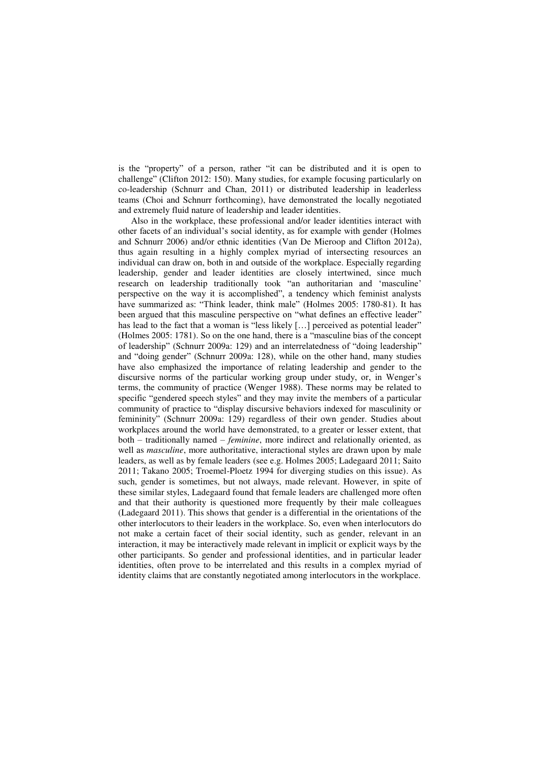is the "property" of a person, rather "it can be distributed and it is open to challenge" (Clifton 2012: 150). Many studies, for example focusing particularly on co-leadership (Schnurr and Chan, 2011) or distributed leadership in leaderless teams (Choi and Schnurr forthcoming), have demonstrated the locally negotiated and extremely fluid nature of leadership and leader identities.

Also in the workplace, these professional and/or leader identities interact with other facets of an individual's social identity, as for example with gender (Holmes and Schnurr 2006) and/or ethnic identities (Van De Mieroop and Clifton 2012a), thus again resulting in a highly complex myriad of intersecting resources an individual can draw on, both in and outside of the workplace. Especially regarding leadership, gender and leader identities are closely intertwined, since much research on leadership traditionally took "an authoritarian and 'masculine' perspective on the way it is accomplished", a tendency which feminist analysts have summarized as: "Think leader, think male" (Holmes 2005: 1780-81). It has been argued that this masculine perspective on "what defines an effective leader" has lead to the fact that a woman is "less likely […] perceived as potential leader" (Holmes 2005: 1781). So on the one hand, there is a "masculine bias of the concept of leadership" (Schnurr 2009a: 129) and an interrelatedness of "doing leadership" and "doing gender" (Schnurr 2009a: 128), while on the other hand, many studies have also emphasized the importance of relating leadership and gender to the discursive norms of the particular working group under study, or, in Wenger's terms, the community of practice (Wenger 1988). These norms may be related to specific "gendered speech styles" and they may invite the members of a particular community of practice to "display discursive behaviors indexed for masculinity or femininity" (Schnurr 2009a: 129) regardless of their own gender. Studies about workplaces around the world have demonstrated, to a greater or lesser extent, that both – traditionally named – *feminine*, more indirect and relationally oriented, as well as *masculine*, more authoritative, interactional styles are drawn upon by male leaders, as well as by female leaders (see e.g. Holmes 2005; Ladegaard 2011; Saito 2011; Takano 2005; Troemel-Ploetz 1994 for diverging studies on this issue). As such, gender is sometimes, but not always, made relevant. However, in spite of these similar styles, Ladegaard found that female leaders are challenged more often and that their authority is questioned more frequently by their male colleagues (Ladegaard 2011). This shows that gender is a differential in the orientations of the other interlocutors to their leaders in the workplace. So, even when interlocutors do not make a certain facet of their social identity, such as gender, relevant in an interaction, it may be interactively made relevant in implicit or explicit ways by the other participants. So gender and professional identities, and in particular leader identities, often prove to be interrelated and this results in a complex myriad of identity claims that are constantly negotiated among interlocutors in the workplace.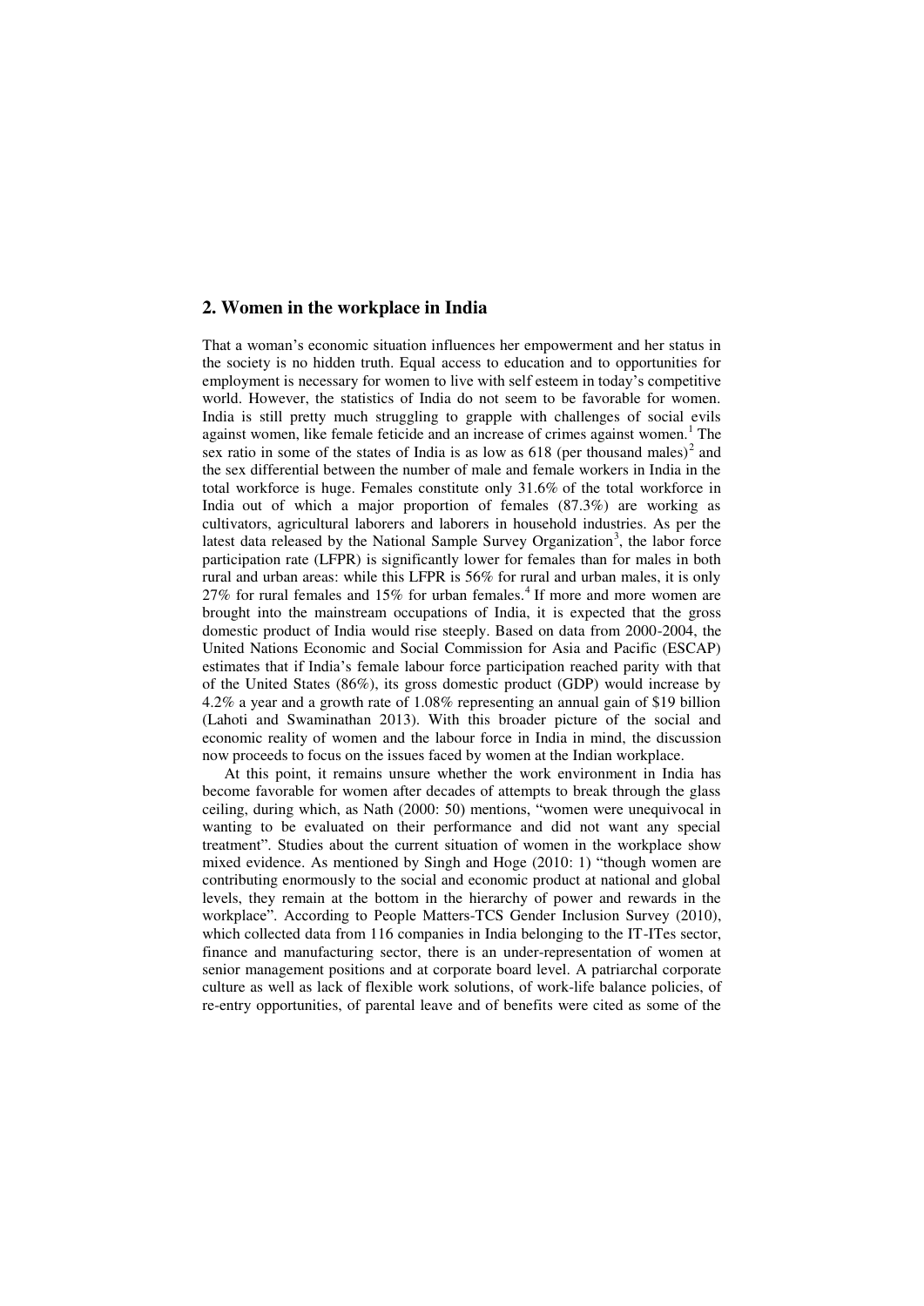## 2. Women in the workplace in India

That a woman's economic situation influences her empowerment and her status in the society is no hidden truth. Equal access to education and to opportunities for employment is necessary for women to live with self esteem in today's competitive world. However, the statistics of India do not seem to be favorable for women. India is still pretty much struggling to grapple with challenges of social evils against women, like female feticide and an increase of crimes against women.[1] The sex ratio in some of the states of India is as low as 618 (per thousand males)[2] and the sex differential between the number of male and female workers in India in the total workforce is huge. Females constitute only 31.6% of the total workforce in India out of which a major proportion of females (87.3%) are working as cultivators, agricultural laborers and laborers in household industries. As per the latest data released by the National Sample Survey Organization[3], the labor force participation rate (LFPR) is significantly lower for females than for males in both rural and urban areas: while this LFPR is 56% for rural and urban males, it is only 27% for rural females and 15% for urban females.[4] If more and more women are brought into the mainstream occupations of India, it is expected that the gross domestic product of India would rise steeply. Based on data from 2000-2004, the United Nations Economic and Social Commission for Asia and Pacific (ESCAP) estimates that if India's female labour force participation reached parity with that of the United States (86%), its gross domestic product (GDP) would increase by 4.2% a year and a growth rate of 1.08% representing an annual gain of $19 billion (Lahoti and Swaminathan 2013). With this broader picture of the social and economic reality of women and the labour force in India in mind, the discussion now proceeds to focus on the issues faced by women at the Indian workplace.

At this point, it remains unsure whether the work environment in India has become favorable for women after decades of attempts to break through the glass ceiling, during which, as Nath (2000: 50) mentions, "women were unequivocal in wanting to be evaluated on their performance and did not want any special treatment". Studies about the current situation of women in the workplace show mixed evidence. As mentioned by Singh and Hoge (2010: 1) "though women are contributing enormously to the social and economic product at national and global levels, they remain at the bottom in the hierarchy of power and rewards in the workplace". According to People Matters-TCS Gender Inclusion Survey (2010), which collected data from 116 companies in India belonging to the IT-ITes sector, finance and manufacturing sector, there is an under-representation of women at senior management positions and at corporate board level. A patriarchal corporate culture as well as lack of flexible work solutions, of work-life balance policies, of re-entry opportunities, of parental leave and of benefits were cited as some of the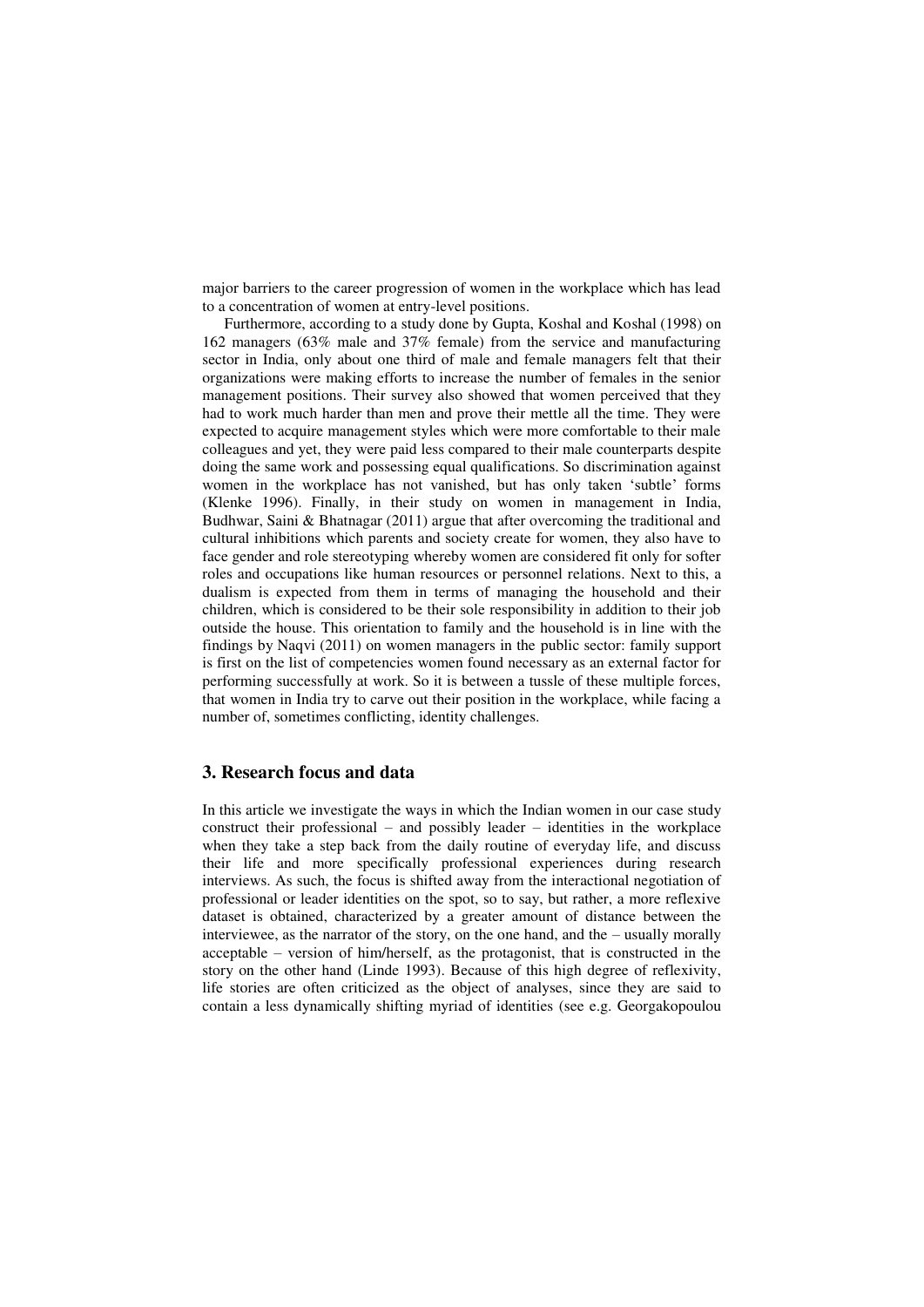major barriers to the career progression of women in the workplace which has lead to a concentration of women at entry-level positions.

Furthermore, according to a study done by Gupta, Koshal and Koshal (1998) on 162 managers (63% male and 37% female) from the service and manufacturing sector in India, only about one third of male and female managers felt that their organizations were making efforts to increase the number of females in the senior management positions. Their survey also showed that women perceived that they had to work much harder than men and prove their mettle all the time. They were expected to acquire management styles which were more comfortable to their male colleagues and yet, they were paid less compared to their male counterparts despite doing the same work and possessing equal qualifications. So discrimination against women in the workplace has not vanished, but has only taken 'subtle' forms (Klenke 1996). Finally, in their study on women in management in India, Budhwar, Saini & Bhatnagar (2011) argue that after overcoming the traditional and cultural inhibitions which parents and society create for women, they also have to face gender and role stereotyping whereby women are considered fit only for softer roles and occupations like human resources or personnel relations. Next to this, a dualism is expected from them in terms of managing the household and their children, which is considered to be their sole responsibility in addition to their job outside the house. This orientation to family and the household is in line with the findings by Naqvi (2011) on women managers in the public sector: family support is first on the list of competencies women found necessary as an external factor for performing successfully at work. So it is between a tussle of these multiple forces, that women in India try to carve out their position in the workplace, while facing a number of, sometimes conflicting, identity challenges.

## 3. Research focus and data

In this article we investigate the ways in which the Indian women in our case study construct their professional – and possibly leader – identities in the workplace when they take a step back from the daily routine of everyday life, and discuss their life and more specifically professional experiences during research interviews. As such, the focus is shifted away from the interactional negotiation of professional or leader identities on the spot, so to say, but rather, a more reflexive dataset is obtained, characterized by a greater amount of distance between the interviewee, as the narrator of the story, on the one hand, and the – usually morally acceptable – version of him/herself, as the protagonist, that is constructed in the story on the other hand (Linde 1993). Because of this high degree of reflexivity, life stories are often criticized as the object of analyses, since they are said to contain a less dynamically shifting myriad of identities (see e.g. Georgakopoulou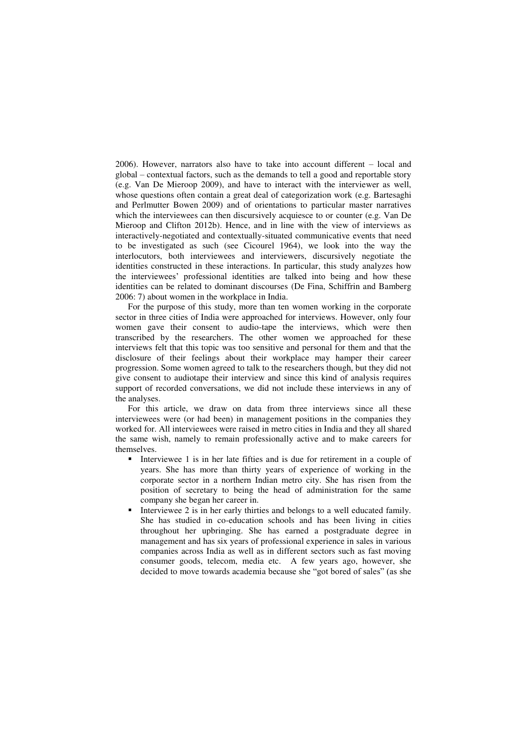2006). However, narrators also have to take into account different – local and global – contextual factors, such as the demands to tell a good and reportable story (e.g. Van De Mieroop 2009), and have to interact with the interviewer as well, whose questions often contain a great deal of categorization work (e.g. Bartesaghi and Perlmutter Bowen 2009) and of orientations to particular master narratives which the interviewees can then discursively acquiesce to or counter (e.g. Van De Mieroop and Clifton 2012b). Hence, and in line with the view of interviews as interactively-negotiated and contextually-situated communicative events that need to be investigated as such (see Cicourel 1964), we look into the way the interlocutors, both interviewees and interviewers, discursively negotiate the identities constructed in these interactions. In particular, this study analyzes how the interviewees' professional identities are talked into being and how these identities can be related to dominant discourses (De Fina, Schiffrin and Bamberg 2006: 7) about women in the workplace in India.

For the purpose of this study, more than ten women working in the corporate sector in three cities of India were approached for interviews. However, only four women gave their consent to audio-tape the interviews, which were then transcribed by the researchers. The other women we approached for these interviews felt that this topic was too sensitive and personal for them and that the disclosure of their feelings about their workplace may hamper their career progression. Some women agreed to talk to the researchers though, but they did not give consent to audiotape their interview and since this kind of analysis requires support of recorded conversations, we did not include these interviews in any of the analyses.

For this article, we draw on data from three interviews since all these interviewees were (or had been) in management positions in the companies they worked for. All interviewees were raised in metro cities in India and they all shared the same wish, namely to remain professionally active and to make careers for themselves.

- Interviewee 1 is in her late fifties and is due for retirement in a couple of years. She has more than thirty years of experience of working in the corporate sector in a northern Indian metro city. She has risen from the position of secretary to being the head of administration for the same company she began her career in.
- Interviewee 2 is in her early thirties and belongs to a well educated family. She has studied in co-education schools and has been living in cities throughout her upbringing. She has earned a postgraduate degree in management and has six years of professional experience in sales in various companies across India as well as in different sectors such as fast moving consumer goods, telecom, media etc. A few years ago, however, she decided to move towards academia because she "got bored of sales" (as she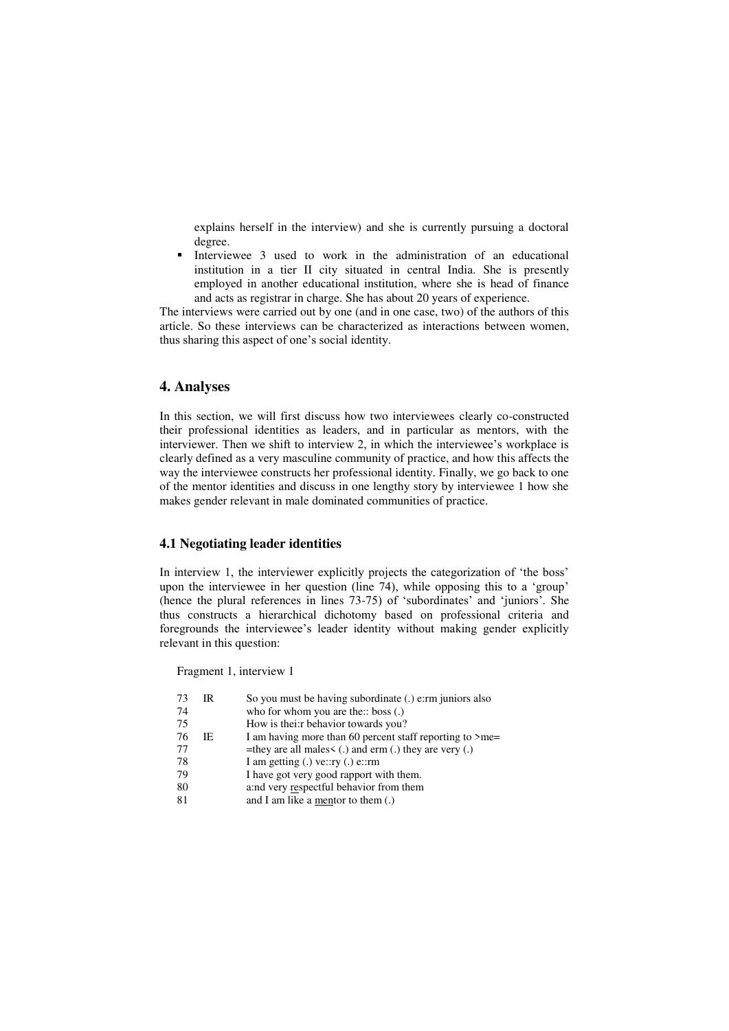explains herself in the interview) and she is currently pursuing a doctoral degree.

- Interviewee 3 used to work in the administration of an educational institution in a tier II city situated in central India. She is presently employed in another educational institution, where she is head of finance and acts as registrar in charge. She has about 20 years of experience.

The interviews were carried out by one (and in one case, two) of the authors of this article. So these interviews can be characterized as interactions between women, thus sharing this aspect of one's social identity.

## 4. Analyses

In this section, we will first discuss how two interviewees clearly co-constructed their professional identities as leaders, and in particular as mentors, with the interviewer. Then we shift to interview 2, in which the interviewee's workplace is clearly defined as a very masculine community of practice, and how this affects the way the interviewee constructs her professional identity. Finally, we go back to one of the mentor identities and discuss in one lengthy story by interviewee 1 how she makes gender relevant in male dominated communities of practice.

### 4.1 Negotiating leader identities

In interview 1, the interviewer explicitly projects the categorization of 'the boss' upon the interviewee in her question (line 74), while opposing this to a 'group' (hence the plural references in lines 73-75) of 'subordinates' and 'juniors'. She thus constructs a hierarchical dichotomy based on professional criteria and foregrounds the interviewee's leader identity without making gender explicitly relevant in this question:

Fragment 1, interview 1

```
73  IR   So you must be having subordinate (.) e:rm juniors also
74       who for whom you are the:: boss (.)
75       How is thei:r behavior towards you?
76  IE   I am having more than 60 percent staff reporting to >me=
77       =they are all males< (.) and erm (.) they are very (.)
78       I am getting (.) ve::ry (.) e::rm
79       I have got very good rapport with them.
80       a:nd very respectful behavior from them
81       and I am like a mentor to them (.)
```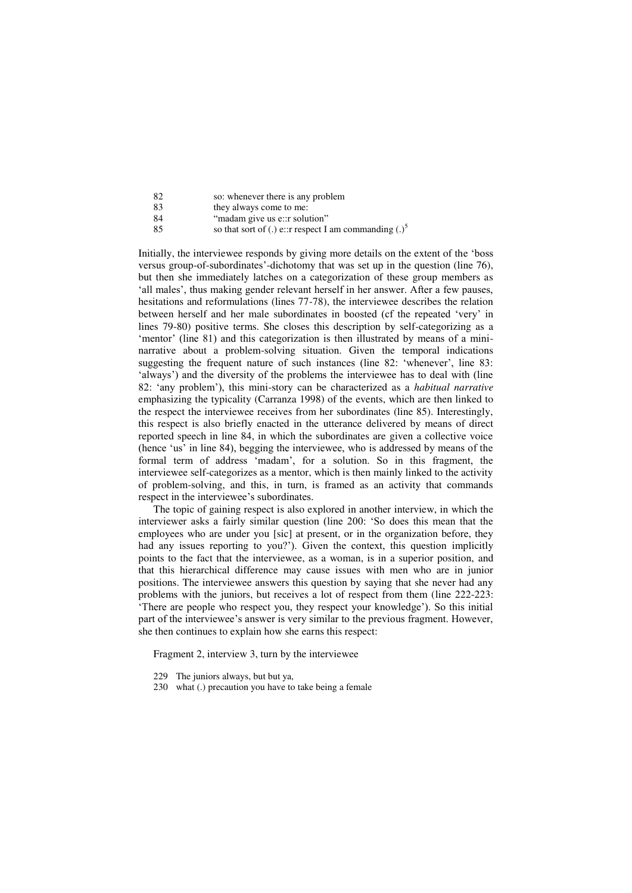82 so: whenever there is any problem
83 they always come to me:
84 "madam give us e::r solution"
85 so that sort of (.) e::r respect I am commanding (.)[5]

Initially, the interviewee responds by giving more details on the extent of the 'boss versus group-of-subordinates'-dichotomy that was set up in the question (line 76), but then she immediately latches on a categorization of these group members as 'all males', thus making gender relevant her answer. After a few pauses, hesitations and reformulations (lines 77-78), the interviewee describes the relation between herself and her male subordinates in boosted (cf the repeated 'very' in lines 79-80) positive terms. She closes this description by self-categorizing as a 'mentor' (line 81) and this categorization is then illustrated by means of a mini-narrative about a problem-solving situation. Given the temporal indications suggesting the frequent nature of such instances (line 82: 'whenever', line 83: 'always') and the diversity of the problems the interviewee has to deal with (line 82: 'any problem'), this mini-story can be characterized as a *habitual narrative* emphasizing the typicality (Carranza 1998) of the events, which are then linked to the respect the interviewee receives from her subordinates (line 85). Interestingly, this respect is also briefly enacted in the utterance delivered by means of direct reported speech in line 84, in which the subordinates are given a collective voice (hence 'us' in line 84), begging the interviewee, who is addressed by means of the formal term of address 'madam', for a solution. So in this fragment, the interviewee self-categorizes as a mentor, which is then mainly linked to the activity of problem-solving, and this, in turn, is framed as an activity that commands respect in the interviewee's subordinates.

The topic of gaining respect is also explored in another interview, in which the interviewer asks a fairly similar question (line 200: 'So does this mean that the employees who are under you [sic] at present, or in the organization before, they had any issues reporting to you?'). Given the context, this question implicitly points to the fact that the interviewee, as a woman, is in a superior position, and that this hierarchical difference may cause issues with men who are in junior positions. The interviewee answers this question by saying that she never had any problems with the juniors, but receives a lot of respect from them (line 222-223: 'There are people who respect you, they respect your knowledge'). So this initial part of the interviewee's answer is very similar to the previous fragment. However, she then continues to explain how she earns this respect:

Fragment 2, interview 3, turn by the interviewee

229 The juniors always, but but ya,
230 what (.) precaution you have to take being a female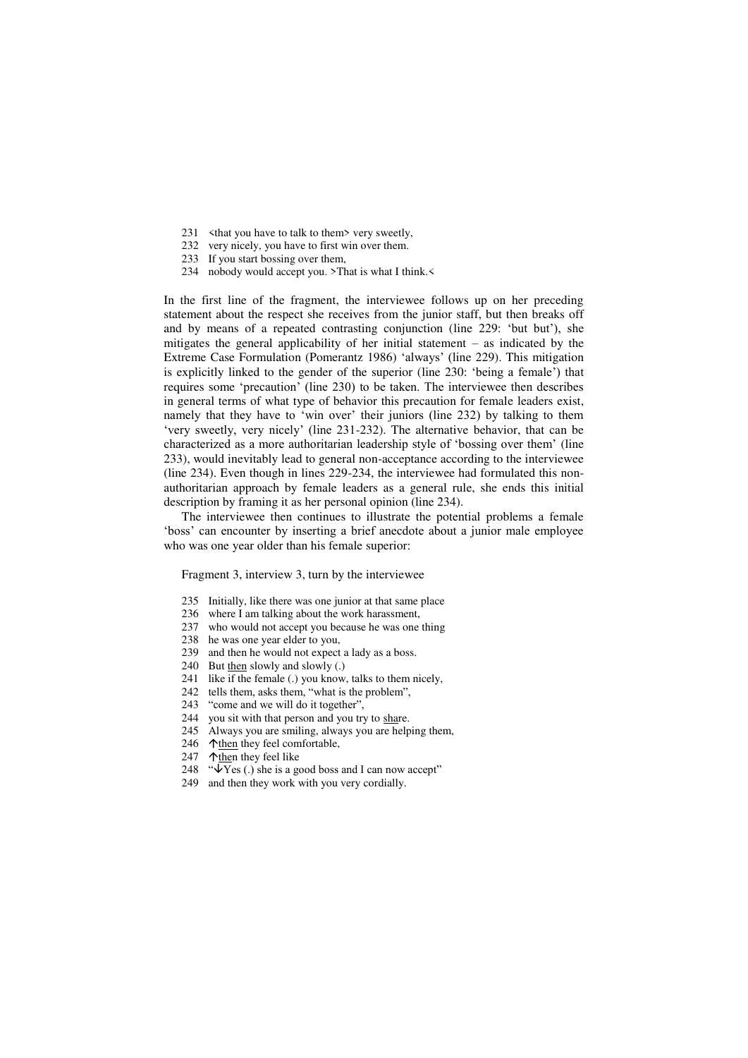231 <that you have to talk to them> very sweetly,
232 very nicely, you have to first win over them.
233 If you start bossing over them,
234 nobody would accept you. >That is what I think.<

In the first line of the fragment, the interviewee follows up on her preceding statement about the respect she receives from the junior staff, but then breaks off and by means of a repeated contrasting conjunction (line 229: 'but but'), she mitigates the general applicability of her initial statement – as indicated by the Extreme Case Formulation (Pomerantz 1986) 'always' (line 229). This mitigation is explicitly linked to the gender of the superior (line 230: 'being a female') that requires some 'precaution' (line 230) to be taken. The interviewee then describes in general terms of what type of behavior this precaution for female leaders exist, namely that they have to 'win over' their juniors (line 232) by talking to them 'very sweetly, very nicely' (line 231-232). The alternative behavior, that can be characterized as a more authoritarian leadership style of 'bossing over them' (line 233), would inevitably lead to general non-acceptance according to the interviewee (line 234). Even though in lines 229-234, the interviewee had formulated this non-authoritarian approach by female leaders as a general rule, she ends this initial description by framing it as her personal opinion (line 234).

The interviewee then continues to illustrate the potential problems a female 'boss' can encounter by inserting a brief anecdote about a junior male employee who was one year older than his female superior:

Fragment 3, interview 3, turn by the interviewee

235 Initially, like there was one junior at that same place
236 where I am talking about the work harassment,
237 who would not accept you because he was one thing
238 he was one year elder to you,
239 and then he would not expect a lady as a boss.
240 But <u>then</u> slowly and slowly (.)
241 like if the female (.) you know, talks to them nicely,
242 tells them, asks them, "what is the problem",
243 "come and we will do it together",
244 you sit with that person and you try to <u>sha</u>re.
245 Always you are smiling, always you are helping them,
246 ↑<u>then</u> they feel comfortable,
247 ↑<u>then</u> they feel like
248 "↓Yes (.) she is a good boss and I can now accept"
249 and then they work with you very cordially.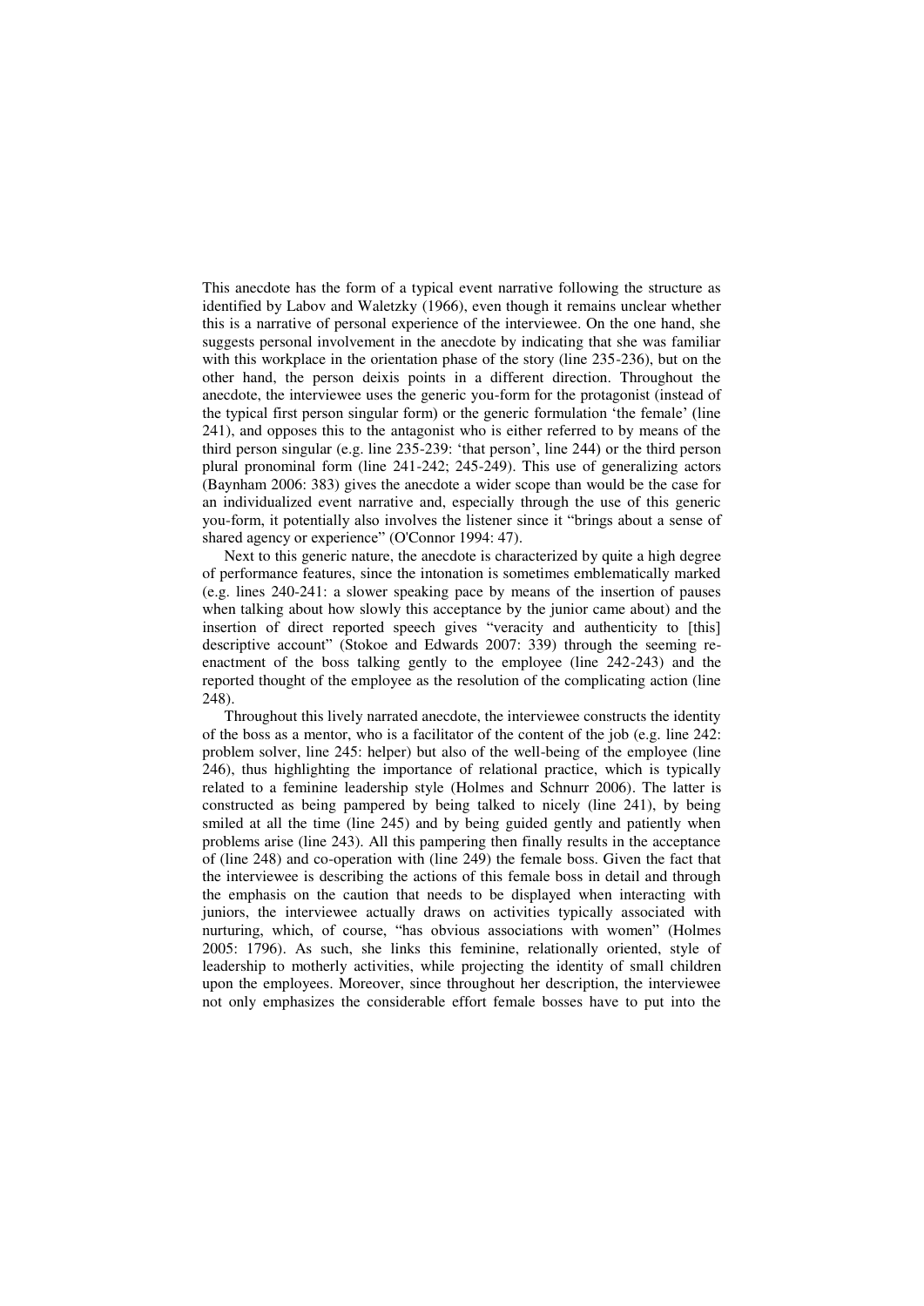This anecdote has the form of a typical event narrative following the structure as identified by Labov and Waletzky (1966), even though it remains unclear whether this is a narrative of personal experience of the interviewee. On the one hand, she suggests personal involvement in the anecdote by indicating that she was familiar with this workplace in the orientation phase of the story (line 235-236), but on the other hand, the person deixis points in a different direction. Throughout the anecdote, the interviewee uses the generic you-form for the protagonist (instead of the typical first person singular form) or the generic formulation 'the female' (line 241), and opposes this to the antagonist who is either referred to by means of the third person singular (e.g. line 235-239: 'that person', line 244) or the third person plural pronominal form (line 241-242; 245-249). This use of generalizing actors (Baynham 2006: 383) gives the anecdote a wider scope than would be the case for an individualized event narrative and, especially through the use of this generic you-form, it potentially also involves the listener since it "brings about a sense of shared agency or experience" (O'Connor 1994: 47).

Next to this generic nature, the anecdote is characterized by quite a high degree of performance features, since the intonation is sometimes emblematically marked (e.g. lines 240-241: a slower speaking pace by means of the insertion of pauses when talking about how slowly this acceptance by the junior came about) and the insertion of direct reported speech gives "veracity and authenticity to [this] descriptive account" (Stokoe and Edwards 2007: 339) through the seeming re-enactment of the boss talking gently to the employee (line 242-243) and the reported thought of the employee as the resolution of the complicating action (line 248).

Throughout this lively narrated anecdote, the interviewee constructs the identity of the boss as a mentor, who is a facilitator of the content of the job (e.g. line 242: problem solver, line 245: helper) but also of the well-being of the employee (line 246), thus highlighting the importance of relational practice, which is typically related to a feminine leadership style (Holmes and Schnurr 2006). The latter is constructed as being pampered by being talked to nicely (line 241), by being smiled at all the time (line 245) and by being guided gently and patiently when problems arise (line 243). All this pampering then finally results in the acceptance of (line 248) and co-operation with (line 249) the female boss. Given the fact that the interviewee is describing the actions of this female boss in detail and through the emphasis on the caution that needs to be displayed when interacting with juniors, the interviewee actually draws on activities typically associated with nurturing, which, of course, "has obvious associations with women" (Holmes 2005: 1796). As such, she links this feminine, relationally oriented, style of leadership to motherly activities, while projecting the identity of small children upon the employees. Moreover, since throughout her description, the interviewee not only emphasizes the considerable effort female bosses have to put into the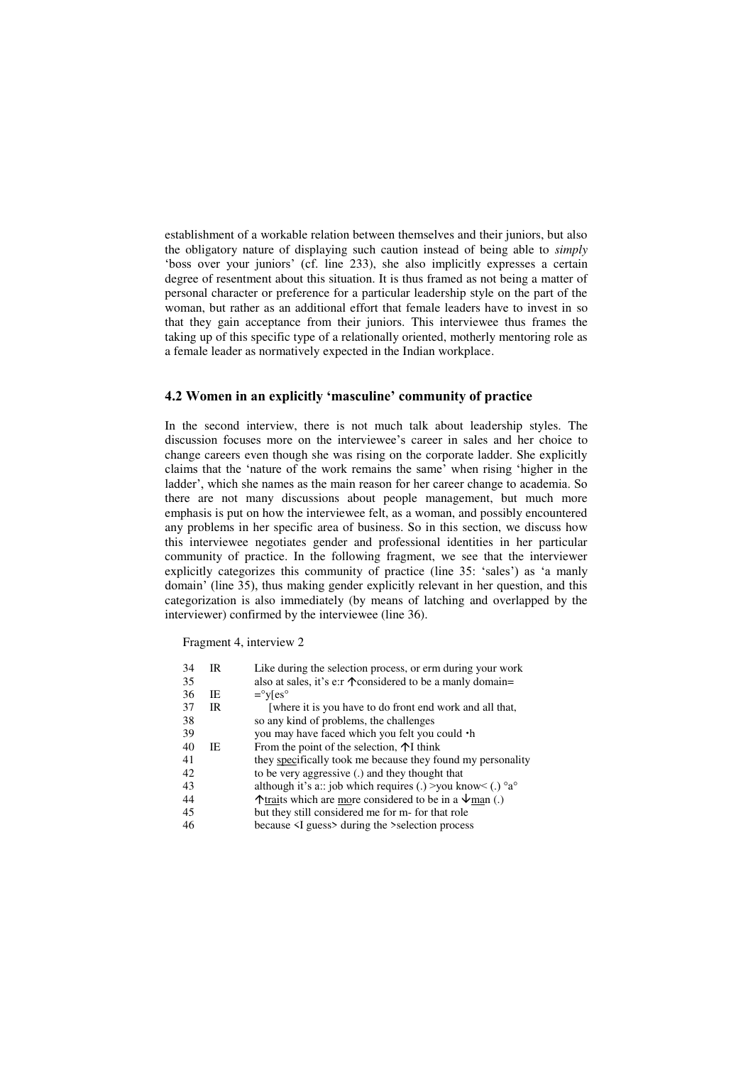establishment of a workable relation between themselves and their juniors, but also the obligatory nature of displaying such caution instead of being able to *simply* 'boss over your juniors' (cf. line 233), she also implicitly expresses a certain degree of resentment about this situation. It is thus framed as not being a matter of personal character or preference for a particular leadership style on the part of the woman, but rather as an additional effort that female leaders have to invest in so that they gain acceptance from their juniors. This interviewee thus frames the taking up of this specific type of a relationally oriented, motherly mentoring role as a female leader as normatively expected in the Indian workplace.

## 4.2 Women in an explicitly 'masculine' community of practice

In the second interview, there is not much talk about leadership styles. The discussion focuses more on the interviewee's career in sales and her choice to change careers even though she was rising on the corporate ladder. She explicitly claims that the 'nature of the work remains the same' when rising 'higher in the ladder', which she names as the main reason for her career change to academia. So there are not many discussions about people management, but much more emphasis is put on how the interviewee felt, as a woman, and possibly encountered any problems in her specific area of business. So in this section, we discuss how this interviewee negotiates gender and professional identities in her particular community of practice. In the following fragment, we see that the interviewer explicitly categorizes this community of practice (line 35: 'sales') as 'a manly domain' (line 35), thus making gender explicitly relevant in her question, and this categorization is also immediately (by means of latching and overlapped by the interviewer) confirmed by the interviewee (line 36).

Fragment 4, interview 2

```
34  IR    Like during the selection process, or erm during your work
35        also at sales, it's e:r ↑considered to be a manly domain=
36  IE    =°y[es°
37  IR       [where it is you have to do front end work and all that,
38        so any kind of problems, the challenges
39        you may have faced which you felt you could ·h
40  IE    From the point of the selection, ↑I think
41        they specifically took me because they found my personality
42        to be very aggressive (.) and they thought that
43        although it's a:: job which requires (.) >you know< (.) °a°
44        ↑traits which are more considered to be in a ↓man (.)
45        but they still considered me for m- for that role
46        because <I guess> during the >selection process
```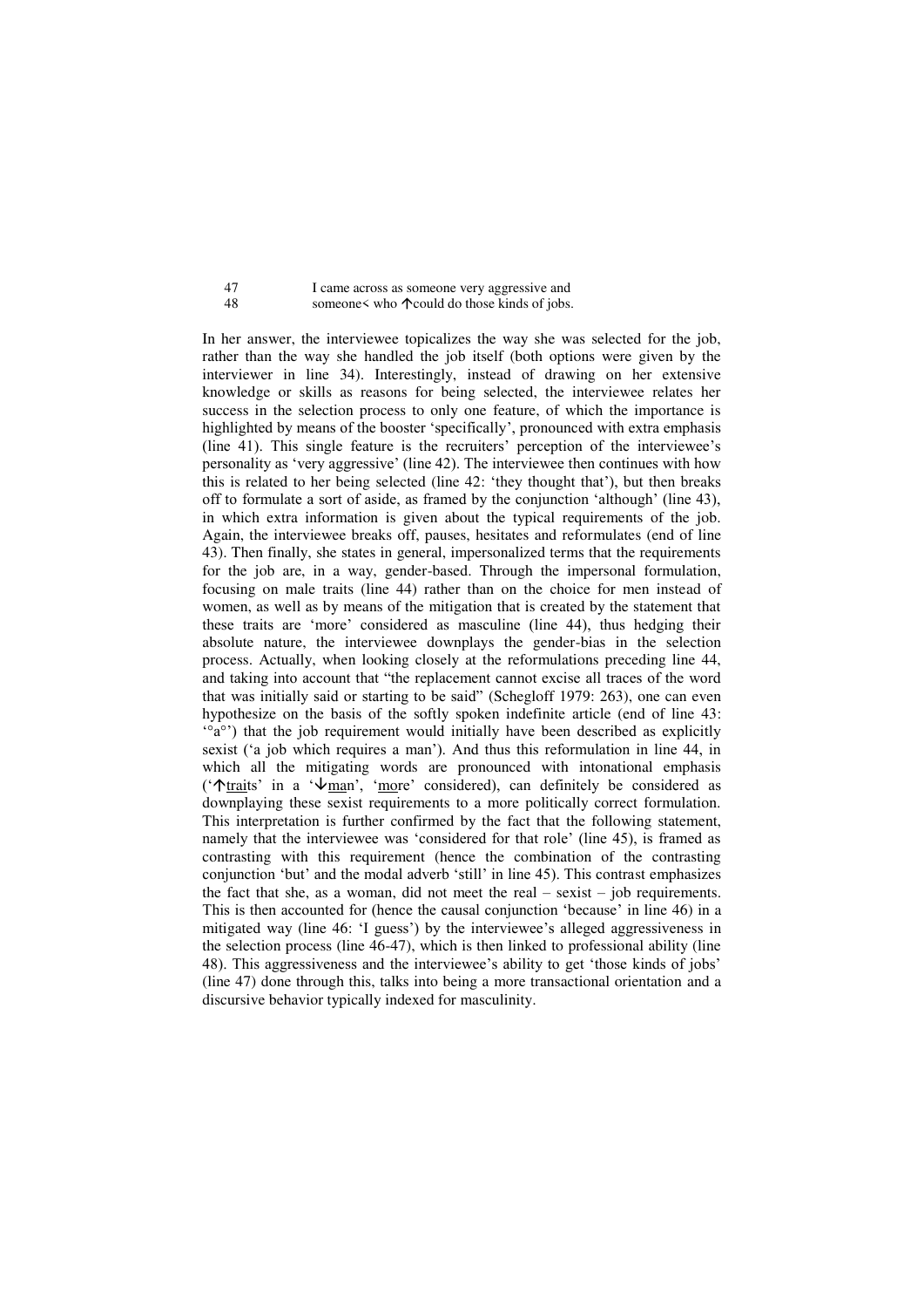47 I came across as someone very aggressive and
48 someone< who ↑could do those kinds of jobs.

In her answer, the interviewee topicalizes the way she was selected for the job, rather than the way she handled the job itself (both options were given by the interviewer in line 34). Interestingly, instead of drawing on her extensive knowledge or skills as reasons for being selected, the interviewee relates her success in the selection process to only one feature, of which the importance is highlighted by means of the booster 'specifically', pronounced with extra emphasis (line 41). This single feature is the recruiters' perception of the interviewee's personality as 'very aggressive' (line 42). The interviewee then continues with how this is related to her being selected (line 42: 'they thought that'), but then breaks off to formulate a sort of aside, as framed by the conjunction 'although' (line 43), in which extra information is given about the typical requirements of the job. Again, the interviewee breaks off, pauses, hesitates and reformulates (end of line 43). Then finally, she states in general, impersonalized terms that the requirements for the job are, in a way, gender-based. Through the impersonal formulation, focusing on male traits (line 44) rather than on the choice for men instead of women, as well as by means of the mitigation that is created by the statement that these traits are 'more' considered as masculine (line 44), thus hedging their absolute nature, the interviewee downplays the gender-bias in the selection process. Actually, when looking closely at the reformulations preceding line 44, and taking into account that "the replacement cannot excise all traces of the word that was initially said or starting to be said" (Schegloff 1979: 263), one can even hypothesize on the basis of the softly spoken indefinite article (end of line 43: '°a°') that the job requirement would initially have been described as explicitly sexist ('a job which requires a man'). And thus this reformulation in line 44, in which all the mitigating words are pronounced with intonational emphasis ('↑traits' in a '↓man', 'more' considered), can definitely be considered as downplaying these sexist requirements to a more politically correct formulation. This interpretation is further confirmed by the fact that the following statement, namely that the interviewee was 'considered for that role' (line 45), is framed as contrasting with this requirement (hence the combination of the contrasting conjunction 'but' and the modal adverb 'still' in line 45). This contrast emphasizes the fact that she, as a woman, did not meet the real – sexist – job requirements. This is then accounted for (hence the causal conjunction 'because' in line 46) in a mitigated way (line 46: 'I guess') by the interviewee's alleged aggressiveness in the selection process (line 46-47), which is then linked to professional ability (line 48). This aggressiveness and the interviewee's ability to get 'those kinds of jobs' (line 47) done through this, talks into being a more transactional orientation and a discursive behavior typically indexed for masculinity.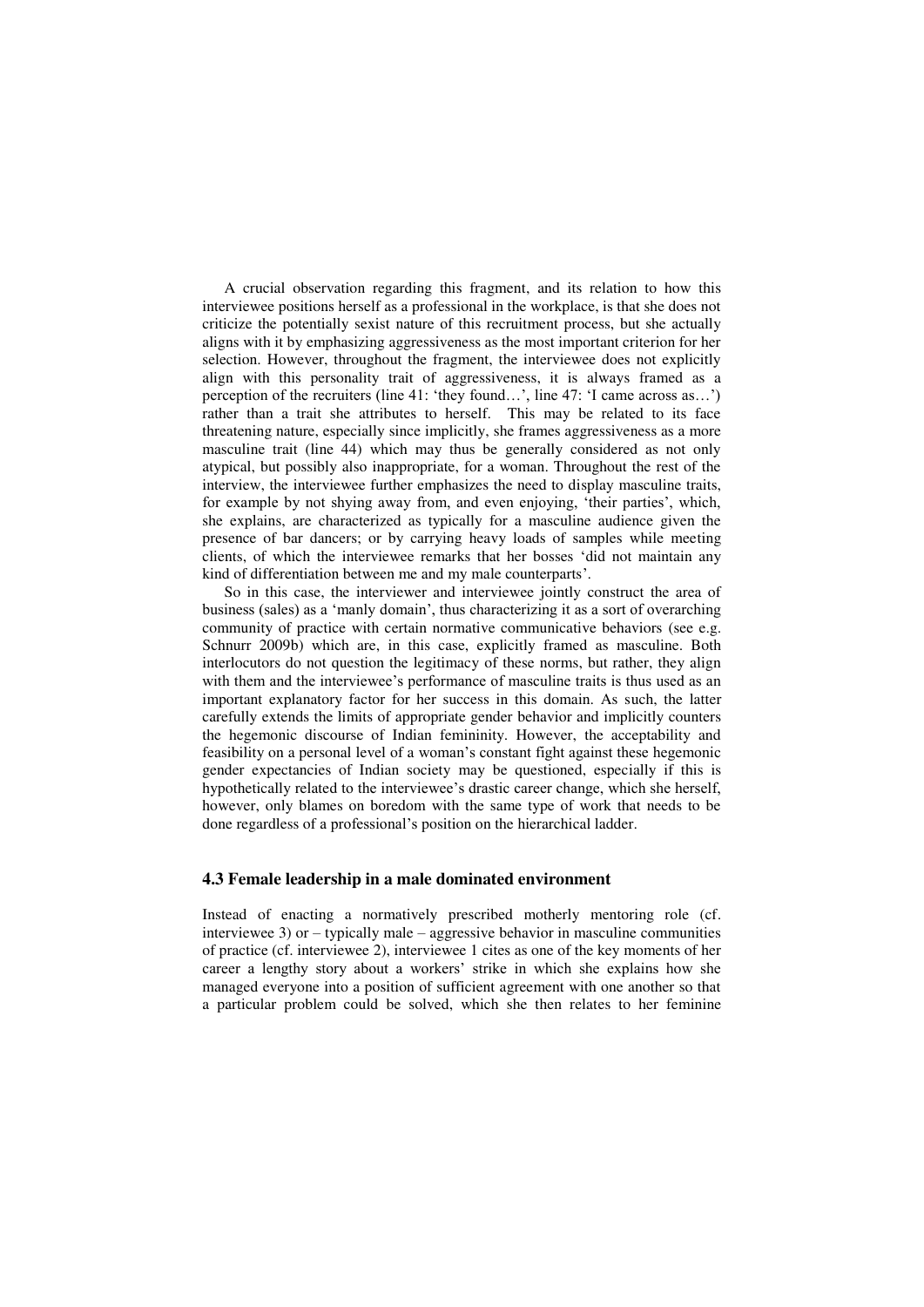A crucial observation regarding this fragment, and its relation to how this interviewee positions herself as a professional in the workplace, is that she does not criticize the potentially sexist nature of this recruitment process, but she actually aligns with it by emphasizing aggressiveness as the most important criterion for her selection. However, throughout the fragment, the interviewee does not explicitly align with this personality trait of aggressiveness, it is always framed as a perception of the recruiters (line 41: 'they found…', line 47: 'I came across as…') rather than a trait she attributes to herself. This may be related to its face threatening nature, especially since implicitly, she frames aggressiveness as a more masculine trait (line 44) which may thus be generally considered as not only atypical, but possibly also inappropriate, for a woman. Throughout the rest of the interview, the interviewee further emphasizes the need to display masculine traits, for example by not shying away from, and even enjoying, 'their parties', which, she explains, are characterized as typically for a masculine audience given the presence of bar dancers; or by carrying heavy loads of samples while meeting clients, of which the interviewee remarks that her bosses 'did not maintain any kind of differentiation between me and my male counterparts'.

So in this case, the interviewer and interviewee jointly construct the area of business (sales) as a 'manly domain', thus characterizing it as a sort of overarching community of practice with certain normative communicative behaviors (see e.g. Schnurr 2009b) which are, in this case, explicitly framed as masculine. Both interlocutors do not question the legitimacy of these norms, but rather, they align with them and the interviewee's performance of masculine traits is thus used as an important explanatory factor for her success in this domain. As such, the latter carefully extends the limits of appropriate gender behavior and implicitly counters the hegemonic discourse of Indian femininity. However, the acceptability and feasibility on a personal level of a woman's constant fight against these hegemonic gender expectancies of Indian society may be questioned, especially if this is hypothetically related to the interviewee's drastic career change, which she herself, however, only blames on boredom with the same type of work that needs to be done regardless of a professional's position on the hierarchical ladder.

### 4.3 Female leadership in a male dominated environment

Instead of enacting a normatively prescribed motherly mentoring role (cf. interviewee 3) or – typically male – aggressive behavior in masculine communities of practice (cf. interviewee 2), interviewee 1 cites as one of the key moments of her career a lengthy story about a workers' strike in which she explains how she managed everyone into a position of sufficient agreement with one another so that a particular problem could be solved, which she then relates to her feminine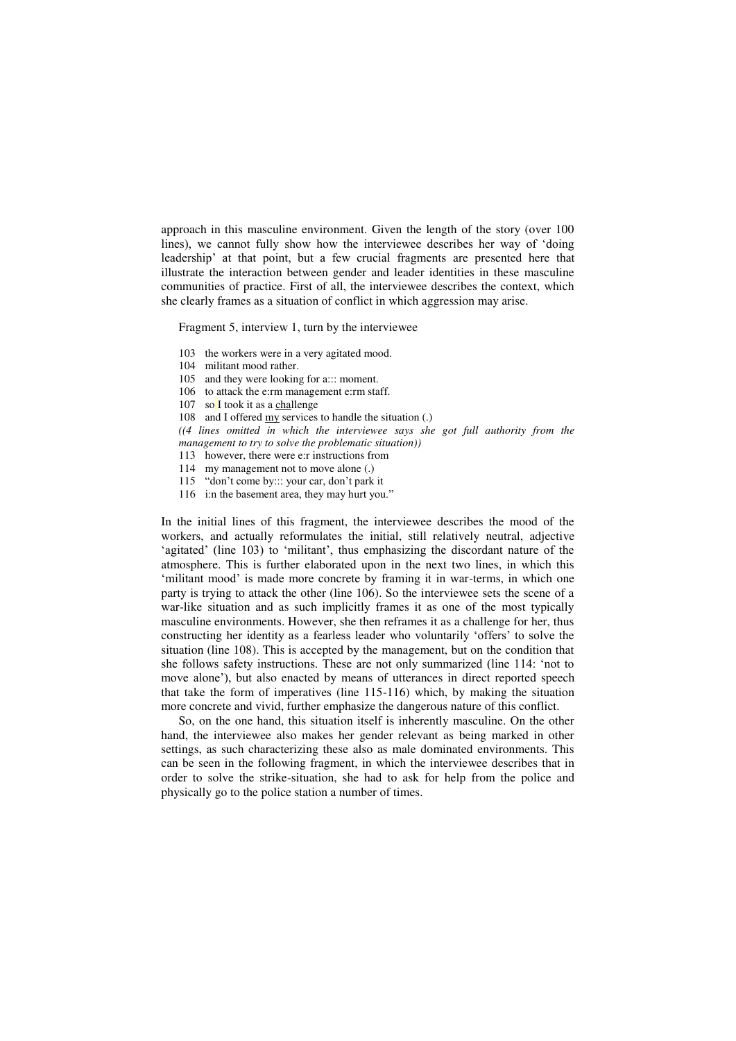approach in this masculine environment. Given the length of the story (over 100 lines), we cannot fully show how the interviewee describes her way of 'doing leadership' at that point, but a few crucial fragments are presented here that illustrate the interaction between gender and leader identities in these masculine communities of practice. First of all, the interviewee describes the context, which she clearly frames as a situation of conflict in which aggression may arise.

Fragment 5, interview 1, turn by the interviewee

103 the workers were in a very agitated mood.
104 militant mood rather.
105 and they were looking for a::: moment.
106 to attack the e:rm management e:rm staff.
107 so I took it as a <u>cha</u>llenge
108 and I offered <u>my</u> services to handle the situation (.)
*((4 lines omitted in which the interviewee says she got full authority from the management to try to solve the problematic situation))*
113 however, there were e:r instructions from
114 my management not to move alone (.)
115 "don't come by::: your car, don't park it
116 i:n the basement area, they may hurt you."

In the initial lines of this fragment, the interviewee describes the mood of the workers, and actually reformulates the initial, still relatively neutral, adjective 'agitated' (line 103) to 'militant', thus emphasizing the discordant nature of the atmosphere. This is further elaborated upon in the next two lines, in which this 'militant mood' is made more concrete by framing it in war-terms, in which one party is trying to attack the other (line 106). So the interviewee sets the scene of a war-like situation and as such implicitly frames it as one of the most typically masculine environments. However, she then reframes it as a challenge for her, thus constructing her identity as a fearless leader who voluntarily 'offers' to solve the situation (line 108). This is accepted by the management, but on the condition that she follows safety instructions. These are not only summarized (line 114: 'not to move alone'), but also enacted by means of utterances in direct reported speech that take the form of imperatives (line 115-116) which, by making the situation more concrete and vivid, further emphasize the dangerous nature of this conflict.

So, on the one hand, this situation itself is inherently masculine. On the other hand, the interviewee also makes her gender relevant as being marked in other settings, as such characterizing these also as male dominated environments. This can be seen in the following fragment, in which the interviewee describes that in order to solve the strike-situation, she had to ask for help from the police and physically go to the police station a number of times.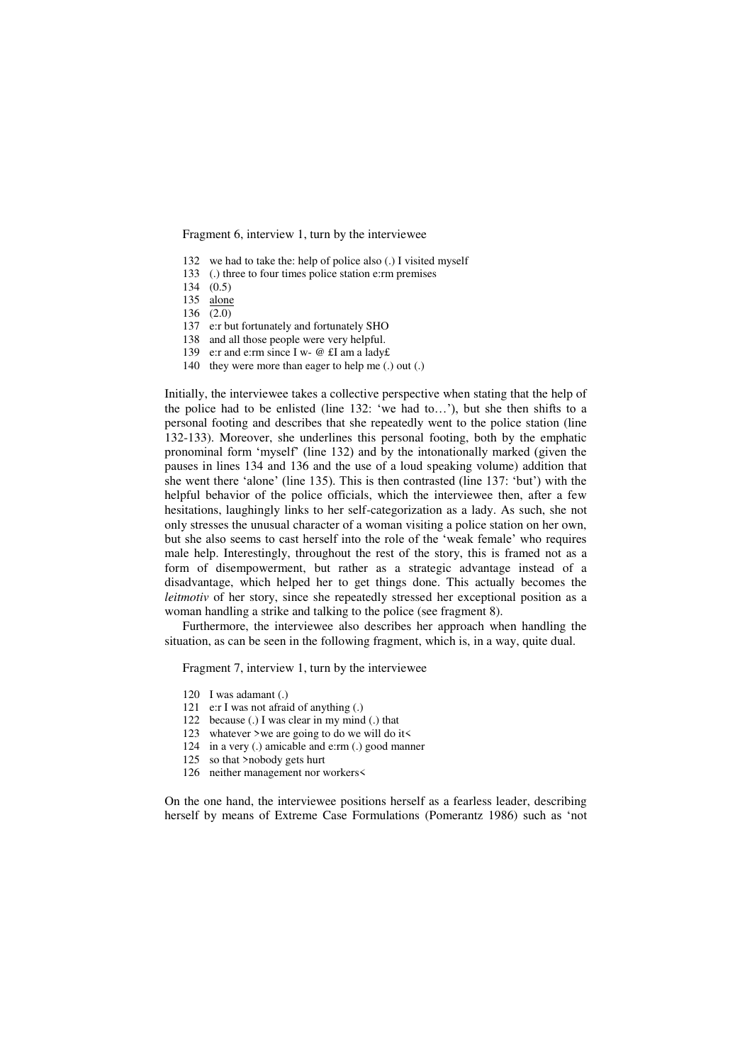Fragment 6, interview 1, turn by the interviewee

```
132  we had to take the: help of police also (.) I visited myself
133  (.) three to four times police station e:rm premises
134  (0.5)
135  alone
136  (2.0)
137  e:r but fortunately and fortunately SHO
138  and all those people were very helpful.
139  e:r and e:rm since I w- @ £I am a lady£
140  they were more than eager to help me (.) out (.)
```

Initially, the interviewee takes a collective perspective when stating that the help of the police had to be enlisted (line 132: 'we had to…'), but she then shifts to a personal footing and describes that she repeatedly went to the police station (line 132-133). Moreover, she underlines this personal footing, both by the emphatic pronominal form 'myself' (line 132) and by the intonationally marked (given the pauses in lines 134 and 136 and the use of a loud speaking volume) addition that she went there 'alone' (line 135). This is then contrasted (line 137: 'but') with the helpful behavior of the police officials, which the interviewee then, after a few hesitations, laughingly links to her self-categorization as a lady. As such, she not only stresses the unusual character of a woman visiting a police station on her own, but she also seems to cast herself into the role of the 'weak female' who requires male help. Interestingly, throughout the rest of the story, this is framed not as a form of disempowerment, but rather as a strategic advantage instead of a disadvantage, which helped her to get things done. This actually becomes the *leitmotiv* of her story, since she repeatedly stressed her exceptional position as a woman handling a strike and talking to the police (see fragment 8).

Furthermore, the interviewee also describes her approach when handling the situation, as can be seen in the following fragment, which is, in a way, quite dual.

Fragment 7, interview 1, turn by the interviewee

```
120  I was adamant (.)
121  e:r I was not afraid of anything (.)
122  because (.) I was clear in my mind (.) that
123  whatever >we are going to do we will do it<
124  in a very (.) amicable and e:rm (.) good manner
125  so that >nobody gets hurt
126  neither management nor workers<
```

On the one hand, the interviewee positions herself as a fearless leader, describing herself by means of Extreme Case Formulations (Pomerantz 1986) such as 'not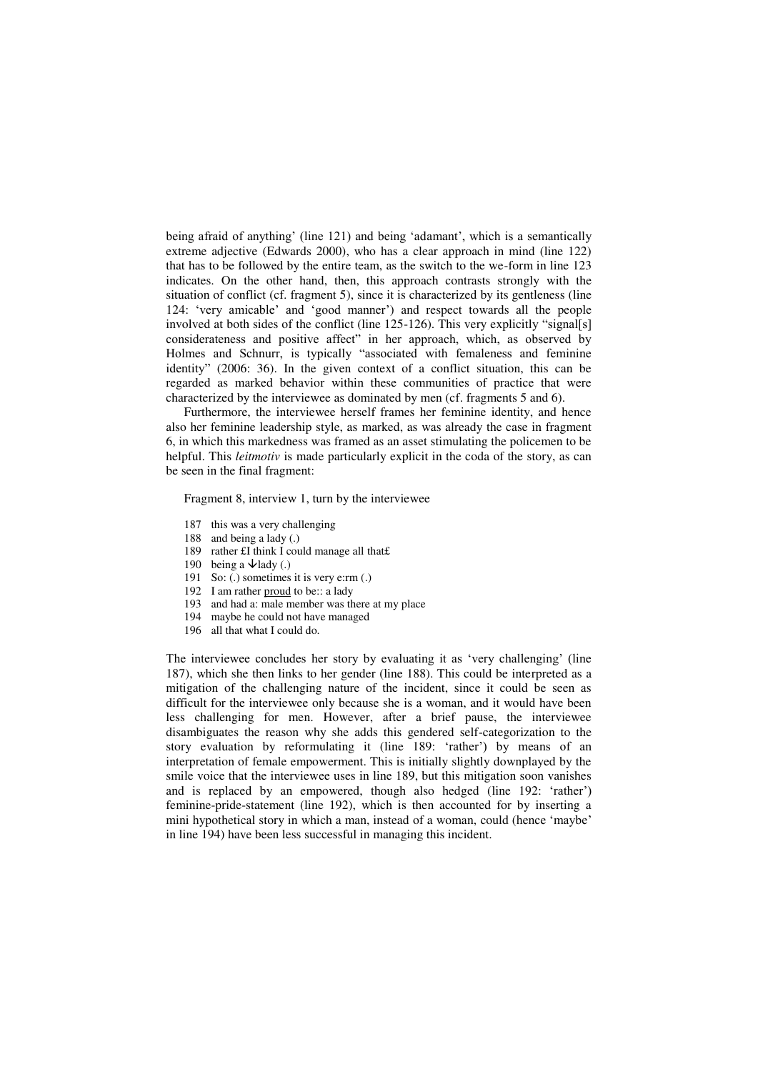being afraid of anything' (line 121) and being 'adamant', which is a semantically extreme adjective (Edwards 2000), who has a clear approach in mind (line 122) that has to be followed by the entire team, as the switch to the we-form in line 123 indicates. On the other hand, then, this approach contrasts strongly with the situation of conflict (cf. fragment 5), since it is characterized by its gentleness (line 124: 'very amicable' and 'good manner') and respect towards all the people involved at both sides of the conflict (line 125-126). This very explicitly "signal[s] considerateness and positive affect" in her approach, which, as observed by Holmes and Schnurr, is typically "associated with femaleness and feminine identity" (2006: 36). In the given context of a conflict situation, this can be regarded as marked behavior within these communities of practice that were characterized by the interviewee as dominated by men (cf. fragments 5 and 6).

Furthermore, the interviewee herself frames her feminine identity, and hence also her feminine leadership style, as marked, as was already the case in fragment 6, in which this markedness was framed as an asset stimulating the policemen to be helpful. This *leitmotiv* is made particularly explicit in the coda of the story, as can be seen in the final fragment:

Fragment 8, interview 1, turn by the interviewee

187 this was a very challenging
188 and being a lady (.)
189 rather £I think I could manage all that£
190 being a ↓lady (.)
191 So: (.) sometimes it is very e:rm (.)
192 I am rather <u>proud</u> to be:: a lady
193 and had a: male member was there at my place
194 maybe he could not have managed
196 all that what I could do.

The interviewee concludes her story by evaluating it as 'very challenging' (line 187), which she then links to her gender (line 188). This could be interpreted as a mitigation of the challenging nature of the incident, since it could be seen as difficult for the interviewee only because she is a woman, and it would have been less challenging for men. However, after a brief pause, the interviewee disambiguates the reason why she adds this gendered self-categorization to the story evaluation by reformulating it (line 189: 'rather') by means of an interpretation of female empowerment. This is initially slightly downplayed by the smile voice that the interviewee uses in line 189, but this mitigation soon vanishes and is replaced by an empowered, though also hedged (line 192: 'rather') feminine-pride-statement (line 192), which is then accounted for by inserting a mini hypothetical story in which a man, instead of a woman, could (hence 'maybe' in line 194) have been less successful in managing this incident.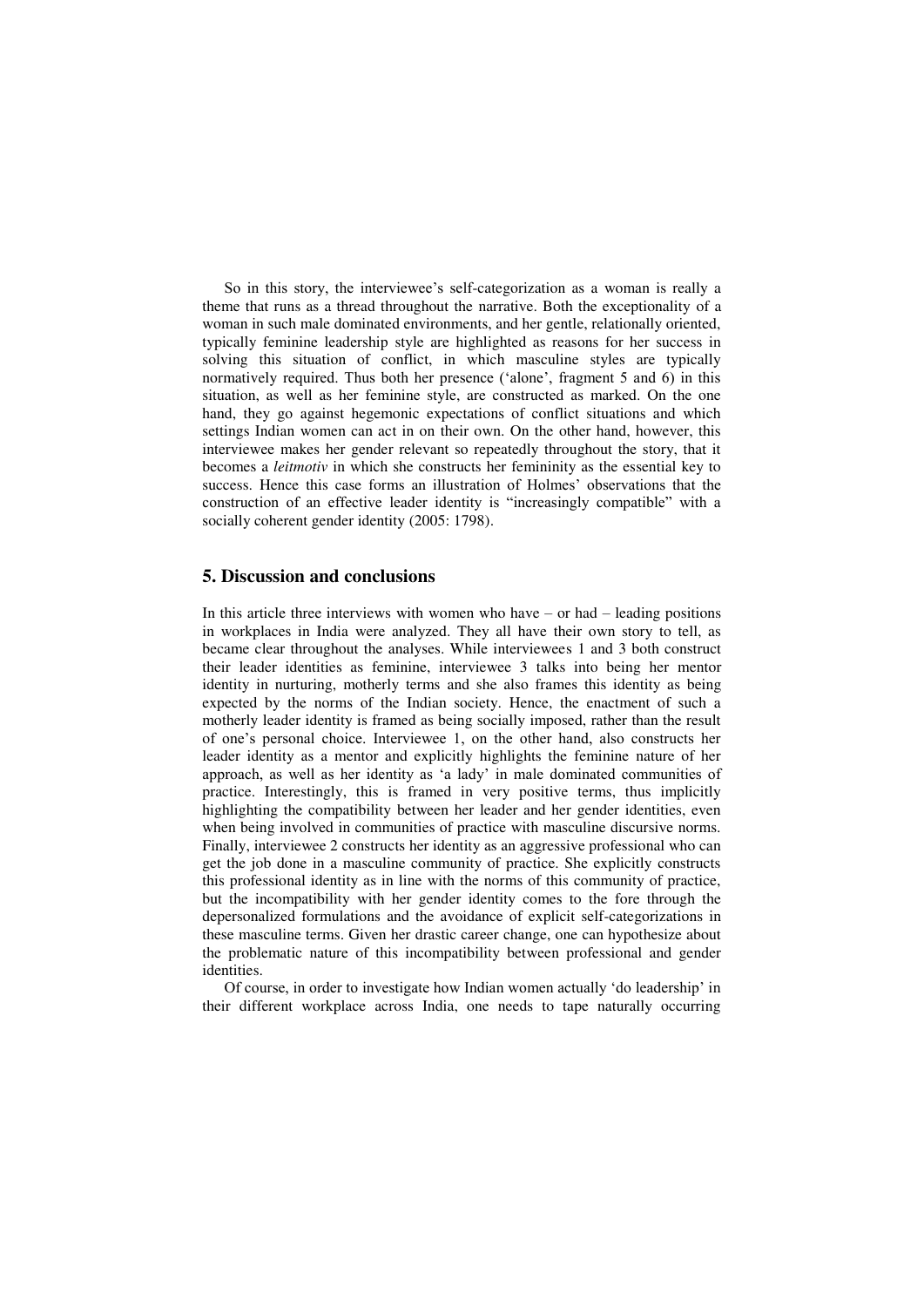So in this story, the interviewee's self-categorization as a woman is really a theme that runs as a thread throughout the narrative. Both the exceptionality of a woman in such male dominated environments, and her gentle, relationally oriented, typically feminine leadership style are highlighted as reasons for her success in solving this situation of conflict, in which masculine styles are typically normatively required. Thus both her presence ('alone', fragment 5 and 6) in this situation, as well as her feminine style, are constructed as marked. On the one hand, they go against hegemonic expectations of conflict situations and which settings Indian women can act in on their own. On the other hand, however, this interviewee makes her gender relevant so repeatedly throughout the story, that it becomes a *leitmotiv* in which she constructs her femininity as the essential key to success. Hence this case forms an illustration of Holmes' observations that the construction of an effective leader identity is "increasingly compatible" with a socially coherent gender identity (2005: 1798).

## 5. Discussion and conclusions

In this article three interviews with women who have – or had – leading positions in workplaces in India were analyzed. They all have their own story to tell, as became clear throughout the analyses. While interviewees 1 and 3 both construct their leader identities as feminine, interviewee 3 talks into being her mentor identity in nurturing, motherly terms and she also frames this identity as being expected by the norms of the Indian society. Hence, the enactment of such a motherly leader identity is framed as being socially imposed, rather than the result of one's personal choice. Interviewee 1, on the other hand, also constructs her leader identity as a mentor and explicitly highlights the feminine nature of her approach, as well as her identity as 'a lady' in male dominated communities of practice. Interestingly, this is framed in very positive terms, thus implicitly highlighting the compatibility between her leader and her gender identities, even when being involved in communities of practice with masculine discursive norms. Finally, interviewee 2 constructs her identity as an aggressive professional who can get the job done in a masculine community of practice. She explicitly constructs this professional identity as in line with the norms of this community of practice, but the incompatibility with her gender identity comes to the fore through the depersonalized formulations and the avoidance of explicit self-categorizations in these masculine terms. Given her drastic career change, one can hypothesize about the problematic nature of this incompatibility between professional and gender identities.

Of course, in order to investigate how Indian women actually 'do leadership' in their different workplace across India, one needs to tape naturally occurring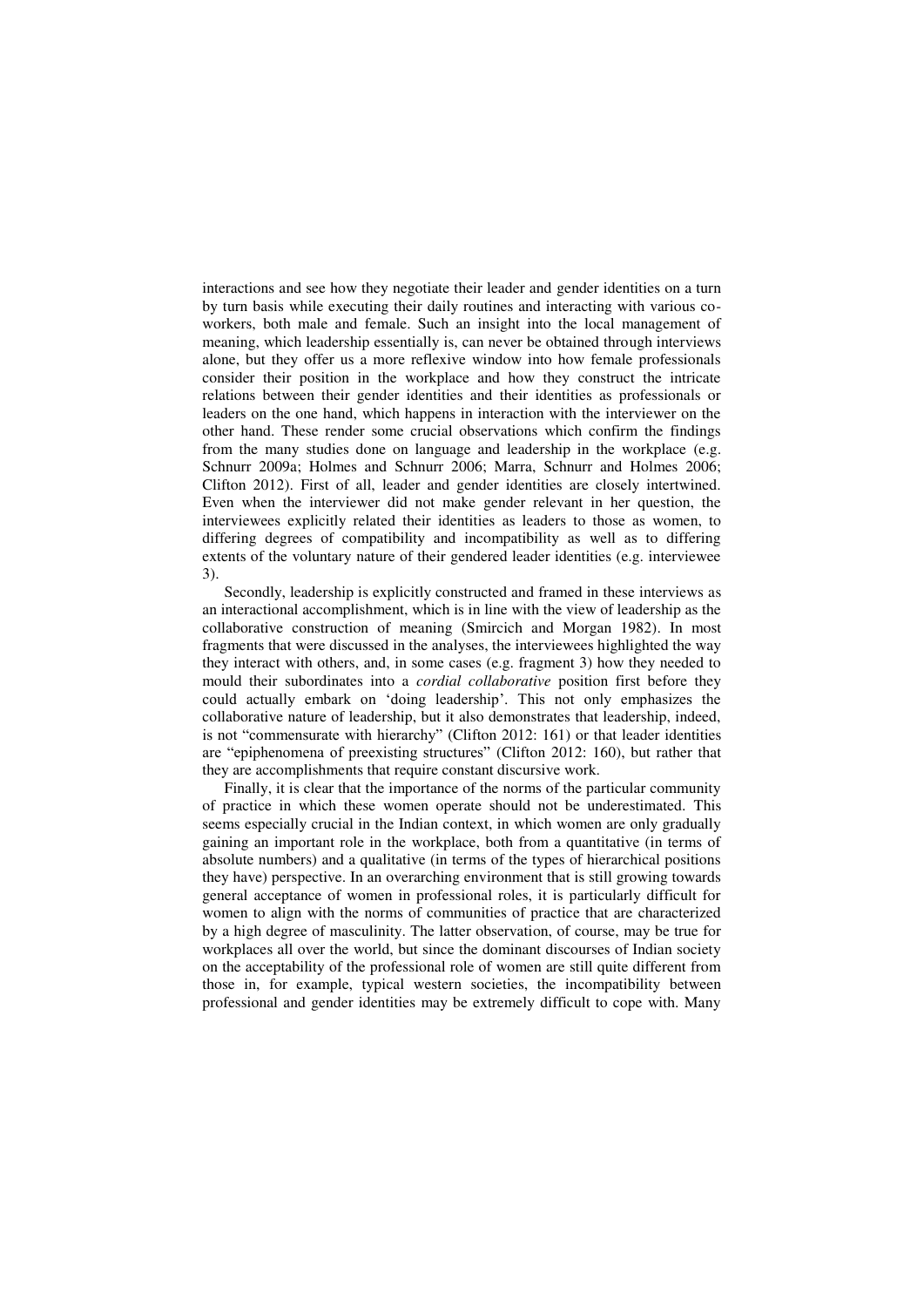interactions and see how they negotiate their leader and gender identities on a turn by turn basis while executing their daily routines and interacting with various co-workers, both male and female. Such an insight into the local management of meaning, which leadership essentially is, can never be obtained through interviews alone, but they offer us a more reflexive window into how female professionals consider their position in the workplace and how they construct the intricate relations between their gender identities and their identities as professionals or leaders on the one hand, which happens in interaction with the interviewer on the other hand. These render some crucial observations which confirm the findings from the many studies done on language and leadership in the workplace (e.g. Schnurr 2009a; Holmes and Schnurr 2006; Marra, Schnurr and Holmes 2006; Clifton 2012). First of all, leader and gender identities are closely intertwined. Even when the interviewer did not make gender relevant in her question, the interviewees explicitly related their identities as leaders to those as women, to differing degrees of compatibility and incompatibility as well as to differing extents of the voluntary nature of their gendered leader identities (e.g. interviewee 3).

Secondly, leadership is explicitly constructed and framed in these interviews as an interactional accomplishment, which is in line with the view of leadership as the collaborative construction of meaning (Smircich and Morgan 1982). In most fragments that were discussed in the analyses, the interviewees highlighted the way they interact with others, and, in some cases (e.g. fragment 3) how they needed to mould their subordinates into a *cordial collaborative* position first before they could actually embark on 'doing leadership'. This not only emphasizes the collaborative nature of leadership, but it also demonstrates that leadership, indeed, is not "commensurate with hierarchy" (Clifton 2012: 161) or that leader identities are "epiphenomena of preexisting structures" (Clifton 2012: 160), but rather that they are accomplishments that require constant discursive work.

Finally, it is clear that the importance of the norms of the particular community of practice in which these women operate should not be underestimated. This seems especially crucial in the Indian context, in which women are only gradually gaining an important role in the workplace, both from a quantitative (in terms of absolute numbers) and a qualitative (in terms of the types of hierarchical positions they have) perspective. In an overarching environment that is still growing towards general acceptance of women in professional roles, it is particularly difficult for women to align with the norms of communities of practice that are characterized by a high degree of masculinity. The latter observation, of course, may be true for workplaces all over the world, but since the dominant discourses of Indian society on the acceptability of the professional role of women are still quite different from those in, for example, typical western societies, the incompatibility between professional and gender identities may be extremely difficult to cope with. Many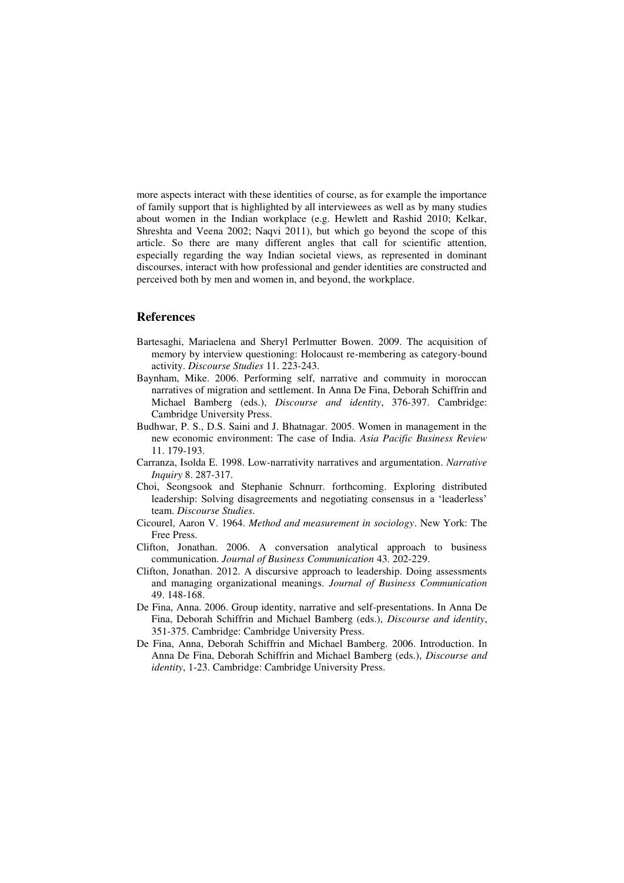more aspects interact with these identities of course, as for example the importance of family support that is highlighted by all interviewees as well as by many studies about women in the Indian workplace (e.g. Hewlett and Rashid 2010; Kelkar, Shreshta and Veena 2002; Naqvi 2011), but which go beyond the scope of this article. So there are many different angles that call for scientific attention, especially regarding the way Indian societal views, as represented in dominant discourses, interact with how professional and gender identities are constructed and perceived both by men and women in, and beyond, the workplace.

## References

Bartesaghi, Mariaelena and Sheryl Perlmutter Bowen. 2009. The acquisition of memory by interview questioning: Holocaust re-membering as category-bound activity. *Discourse Studies* 11. 223-243.

Baynham, Mike. 2006. Performing self, narrative and commuity in moroccan narratives of migration and settlement. In Anna De Fina, Deborah Schiffrin and Michael Bamberg (eds.), *Discourse and identity*, 376-397. Cambridge: Cambridge University Press.

Budhwar, P. S., D.S. Saini and J. Bhatnagar. 2005. Women in management in the new economic environment: The case of India. *Asia Pacific Business Review* 11. 179-193.

Carranza, Isolda E. 1998. Low-narrativity narratives and argumentation. *Narrative Inquiry* 8. 287-317.

Choi, Seongsook and Stephanie Schnurr. forthcoming. Exploring distributed leadership: Solving disagreements and negotiating consensus in a 'leaderless' team. *Discourse Studies*.

Cicourel, Aaron V. 1964. *Method and measurement in sociology*. New York: The Free Press.

Clifton, Jonathan. 2006. A conversation analytical approach to business communication. *Journal of Business Communication* 43. 202-229.

Clifton, Jonathan. 2012. A discursive approach to leadership. Doing assessments and managing organizational meanings. *Journal of Business Communication* 49. 148-168.

De Fina, Anna. 2006. Group identity, narrative and self-presentations. In Anna De Fina, Deborah Schiffrin and Michael Bamberg (eds.), *Discourse and identity*, 351-375. Cambridge: Cambridge University Press.

De Fina, Anna, Deborah Schiffrin and Michael Bamberg. 2006. Introduction. In Anna De Fina, Deborah Schiffrin and Michael Bamberg (eds.), *Discourse and identity*, 1-23. Cambridge: Cambridge University Press.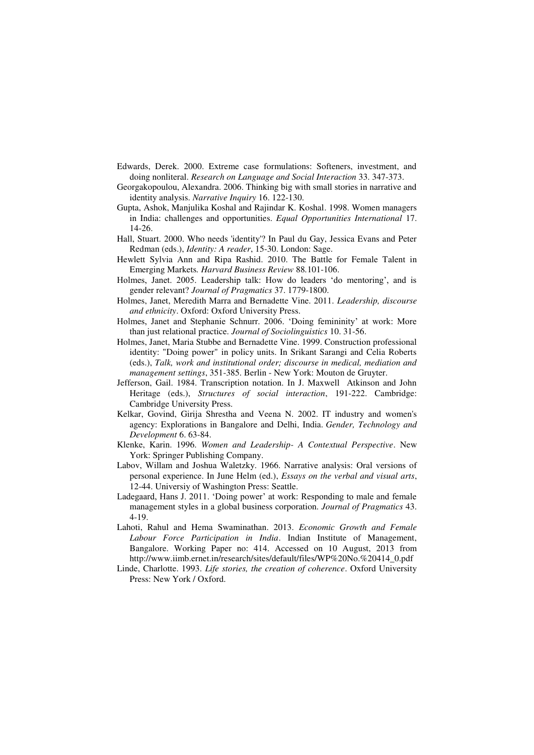Edwards, Derek. 2000. Extreme case formulations: Softeners, investment, and doing nonliteral. *Research on Language and Social Interaction* 33. 347-373.

Georgakopoulou, Alexandra. 2006. Thinking big with small stories in narrative and identity analysis. *Narrative Inquiry* 16. 122-130.

Gupta, Ashok, Manjulika Koshal and Rajindar K. Koshal. 1998. Women managers in India: challenges and opportunities. *Equal Opportunities International* 17. 14-26.

Hall, Stuart. 2000. Who needs 'identity'? In Paul du Gay, Jessica Evans and Peter Redman (eds.), *Identity: A reader*, 15-30. London: Sage.

Hewlett Sylvia Ann and Ripa Rashid. 2010. The Battle for Female Talent in Emerging Markets*. Harvard Business Review* 88.101-106.

Holmes, Janet. 2005. Leadership talk: How do leaders 'do mentoring', and is gender relevant? *Journal of Pragmatics* 37. 1779-1800.

Holmes, Janet, Meredith Marra and Bernadette Vine. 2011. *Leadership, discourse and ethnicity*. Oxford: Oxford University Press.

Holmes, Janet and Stephanie Schnurr. 2006. 'Doing femininity' at work: More than just relational practice. *Journal of Sociolinguistics* 10. 31-56.

Holmes, Janet, Maria Stubbe and Bernadette Vine. 1999. Construction professional identity: "Doing power" in policy units. In Srikant Sarangi and Celia Roberts (eds.), *Talk, work and institutional order; discourse in medical, mediation and management settings*, 351-385. Berlin - New York: Mouton de Gruyter.

Jefferson, Gail. 1984. Transcription notation. In J. Maxwell Atkinson and John Heritage (eds.), *Structures of social interaction*, 191-222. Cambridge: Cambridge University Press.

Kelkar, Govind, Girija Shrestha and Veena N. 2002. IT industry and women's agency: Explorations in Bangalore and Delhi, India. *Gender, Technology and Development* 6. 63-84.

Klenke, Karin. 1996. *Women and Leadership- A Contextual Perspective*. New York: Springer Publishing Company.

Labov, Willam and Joshua Waletzky. 1966. Narrative analysis: Oral versions of personal experience. In June Helm (ed.), *Essays on the verbal and visual arts*, 12-44. Universiy of Washington Press: Seattle.

Ladegaard, Hans J. 2011. 'Doing power' at work: Responding to male and female management styles in a global business corporation. *Journal of Pragmatics* 43. 4-19.

Lahoti, Rahul and Hema Swaminathan. 2013. *Economic Growth and Female Labour Force Participation in India*. Indian Institute of Management, Bangalore. Working Paper no: 414. Accessed on 10 August, 2013 from http://www.iimb.ernet.in/research/sites/default/files/WP%20No.%20414_0.pdf

Linde, Charlotte. 1993. *Life stories, the creation of coherence*. Oxford University Press: New York / Oxford.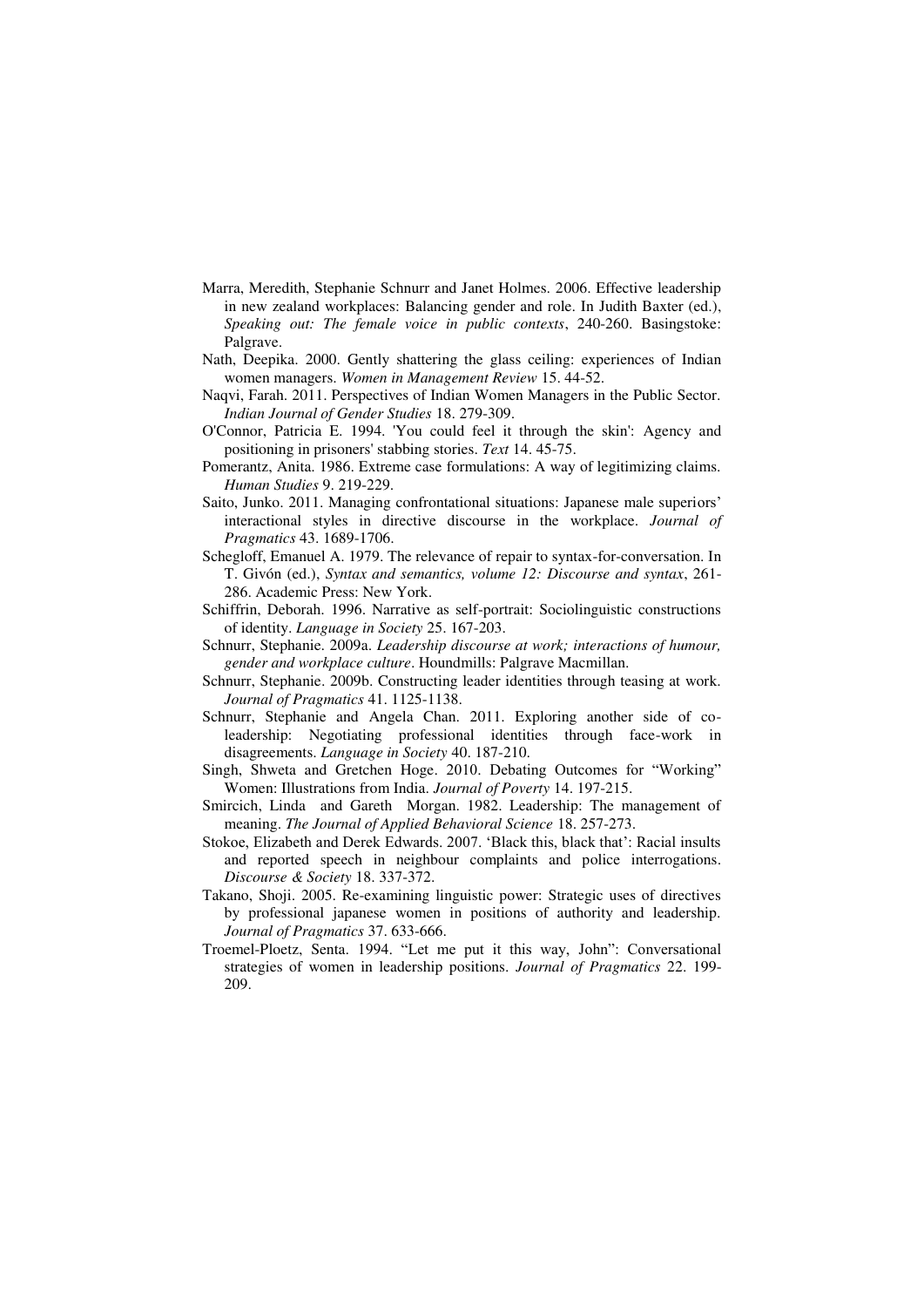Marra, Meredith, Stephanie Schnurr and Janet Holmes. 2006. Effective leadership in new zealand workplaces: Balancing gender and role. In Judith Baxter (ed.), *Speaking out: The female voice in public contexts*, 240-260. Basingstoke: Palgrave.

Nath, Deepika. 2000. Gently shattering the glass ceiling: experiences of Indian women managers. *Women in Management Review* 15. 44-52.

Naqvi, Farah. 2011. Perspectives of Indian Women Managers in the Public Sector. *Indian Journal of Gender Studies* 18. 279-309.

O'Connor, Patricia E. 1994. 'You could feel it through the skin': Agency and positioning in prisoners' stabbing stories. *Text* 14. 45-75.

Pomerantz, Anita. 1986. Extreme case formulations: A way of legitimizing claims. *Human Studies* 9. 219-229.

Saito, Junko. 2011. Managing confrontational situations: Japanese male superiors' interactional styles in directive discourse in the workplace. *Journal of Pragmatics* 43. 1689-1706.

Schegloff, Emanuel A. 1979. The relevance of repair to syntax-for-conversation. In T. Givón (ed.), *Syntax and semantics, volume 12: Discourse and syntax*, 261-286. Academic Press: New York.

Schiffrin, Deborah. 1996. Narrative as self-portrait: Sociolinguistic constructions of identity. *Language in Society* 25. 167-203.

Schnurr, Stephanie. 2009a. *Leadership discourse at work; interactions of humour, gender and workplace culture*. Houndmills: Palgrave Macmillan.

Schnurr, Stephanie. 2009b. Constructing leader identities through teasing at work. *Journal of Pragmatics* 41. 1125-1138.

Schnurr, Stephanie and Angela Chan. 2011. Exploring another side of co-leadership: Negotiating professional identities through face-work in disagreements. *Language in Society* 40. 187-210.

Singh, Shweta and Gretchen Hoge. 2010. Debating Outcomes for "Working" Women: Illustrations from India. *Journal of Poverty* 14. 197-215.

Smircich, Linda and Gareth Morgan. 1982. Leadership: The management of meaning. *The Journal of Applied Behavioral Science* 18. 257-273.

Stokoe, Elizabeth and Derek Edwards. 2007. 'Black this, black that': Racial insults and reported speech in neighbour complaints and police interrogations. *Discourse & Society* 18. 337-372.

Takano, Shoji. 2005. Re-examining linguistic power: Strategic uses of directives by professional japanese women in positions of authority and leadership. *Journal of Pragmatics* 37. 633-666.

Troemel-Ploetz, Senta. 1994. "Let me put it this way, John": Conversational strategies of women in leadership positions. *Journal of Pragmatics* 22. 199-209.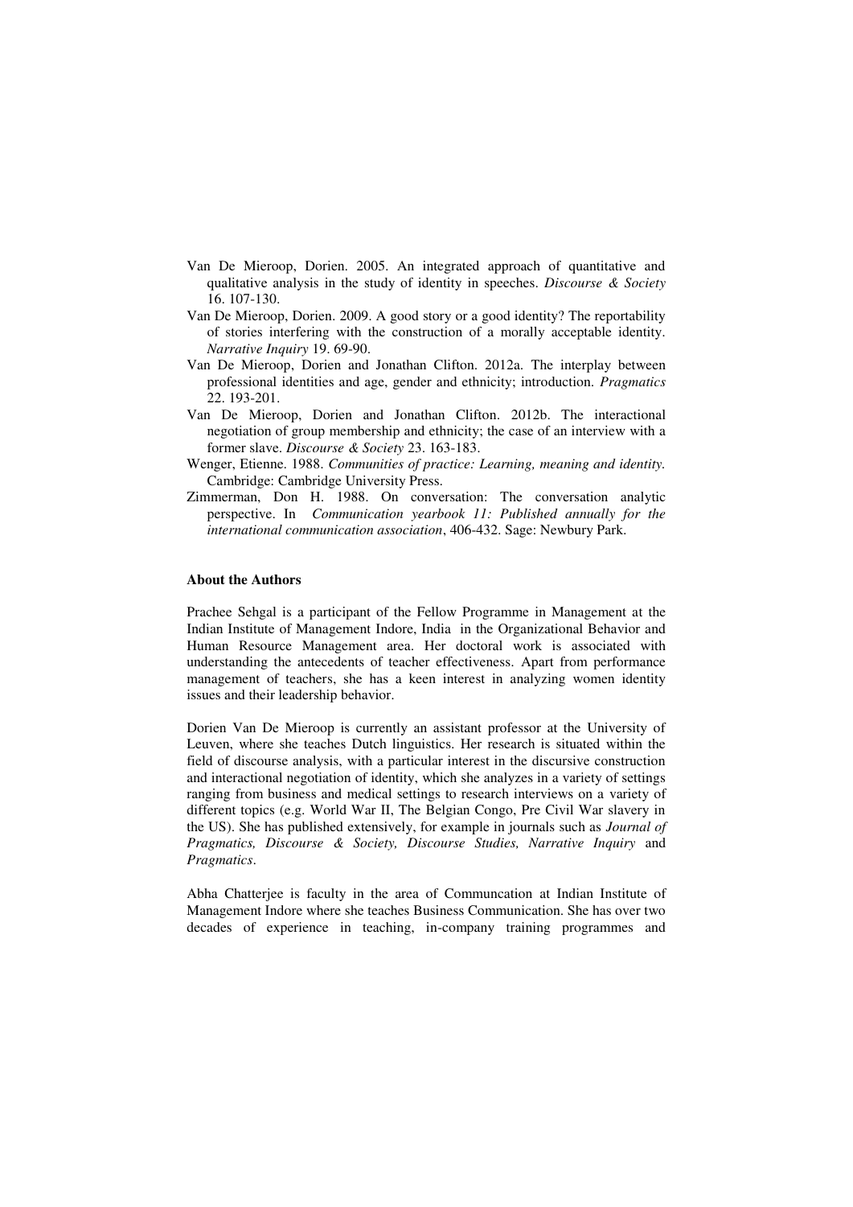Van De Mieroop, Dorien. 2005. An integrated approach of quantitative and qualitative analysis in the study of identity in speeches. *Discourse & Society* 16. 107-130.

Van De Mieroop, Dorien. 2009. A good story or a good identity? The reportability of stories interfering with the construction of a morally acceptable identity. *Narrative Inquiry* 19. 69-90.

Van De Mieroop, Dorien and Jonathan Clifton. 2012a. The interplay between professional identities and age, gender and ethnicity; introduction. *Pragmatics* 22. 193-201.

Van De Mieroop, Dorien and Jonathan Clifton. 2012b. The interactional negotiation of group membership and ethnicity; the case of an interview with a former slave. *Discourse & Society* 23. 163-183.

Wenger, Etienne. 1988. *Communities of practice: Learning, meaning and identity.* Cambridge: Cambridge University Press.

Zimmerman, Don H. 1988. On conversation: The conversation analytic perspective. In *Communication yearbook 11: Published annually for the international communication association*, 406-432. Sage: Newbury Park.

**About the Authors**

Prachee Sehgal is a participant of the Fellow Programme in Management at the Indian Institute of Management Indore, India in the Organizational Behavior and Human Resource Management area. Her doctoral work is associated with understanding the antecedents of teacher effectiveness. Apart from performance management of teachers, she has a keen interest in analyzing women identity issues and their leadership behavior.

Dorien Van De Mieroop is currently an assistant professor at the University of Leuven, where she teaches Dutch linguistics. Her research is situated within the field of discourse analysis, with a particular interest in the discursive construction and interactional negotiation of identity, which she analyzes in a variety of settings ranging from business and medical settings to research interviews on a variety of different topics (e.g. World War II, The Belgian Congo, Pre Civil War slavery in the US). She has published extensively, for example in journals such as *Journal of Pragmatics, Discourse & Society, Discourse Studies, Narrative Inquiry* and *Pragmatics*.

Abha Chatterjee is faculty in the area of Communcation at Indian Institute of Management Indore where she teaches Business Communication. She has over two decades of experience in teaching, in-company training programmes and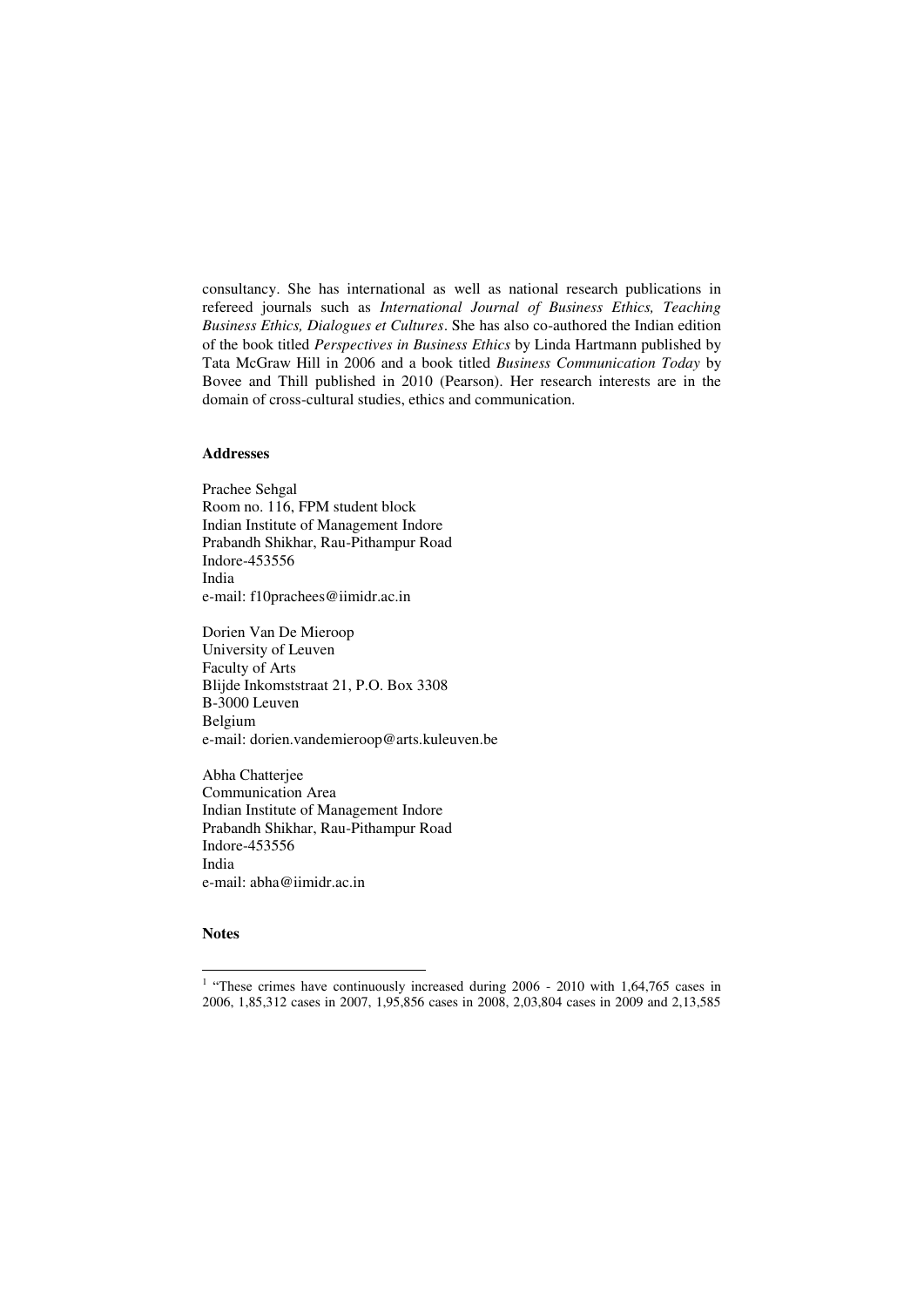consultancy. She has international as well as national research publications in refereed journals such as *International Journal of Business Ethics, Teaching Business Ethics, Dialogues et Cultures*. She has also co-authored the Indian edition of the book titled *Perspectives in Business Ethics* by Linda Hartmann published by Tata McGraw Hill in 2006 and a book titled *Business Communication Today* by Bovee and Thill published in 2010 (Pearson). Her research interests are in the domain of cross-cultural studies, ethics and communication.

**Addresses**

Prachee Sehgal
Room no. 116, FPM student block
Indian Institute of Management Indore
Prabandh Shikhar, Rau-Pithampur Road
Indore-453556
India
e-mail: f10prachees@iimidr.ac.in

Dorien Van De Mieroop
University of Leuven
Faculty of Arts
Blijde Inkomststraat 21, P.O. Box 3308
B-3000 Leuven
Belgium
e-mail: dorien.vandemieroop@arts.kuleuven.be

Abha Chatterjee
Communication Area
Indian Institute of Management Indore
Prabandh Shikhar, Rau-Pithampur Road
Indore-453556
India
e-mail: abha@iimidr.ac.in

**Notes**

---

[1] "These crimes have continuously increased during 2006 - 2010 with 1,64,765 cases in 2006, 1,85,312 cases in 2007, 1,95,856 cases in 2008, 2,03,804 cases in 2009 and 2,13,585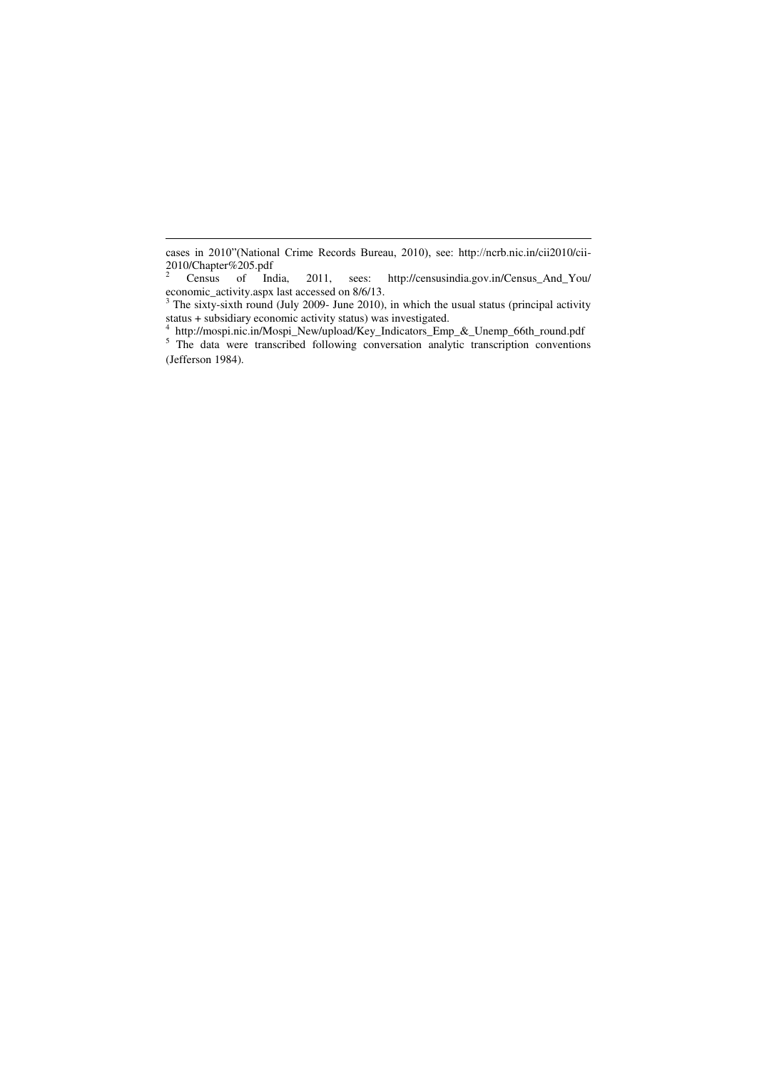cases in 2010"(National Crime Records Bureau, 2010), see: http://ncrb.nic.in/cii2010/cii-2010/Chapter%205.pdf

[2] Census of India, 2011, sees: http://censusindia.gov.in/Census_And_You/economic_activity.aspx last accessed on 8/6/13.

[3] The sixty-sixth round (July 2009- June 2010), in which the usual status (principal activity status + subsidiary economic activity status) was investigated.

[4] http://mospi.nic.in/Mospi_New/upload/Key_Indicators_Emp_&_Unemp_66th_round.pdf

[5] The data were transcribed following conversation analytic transcription conventions (Jefferson 1984).